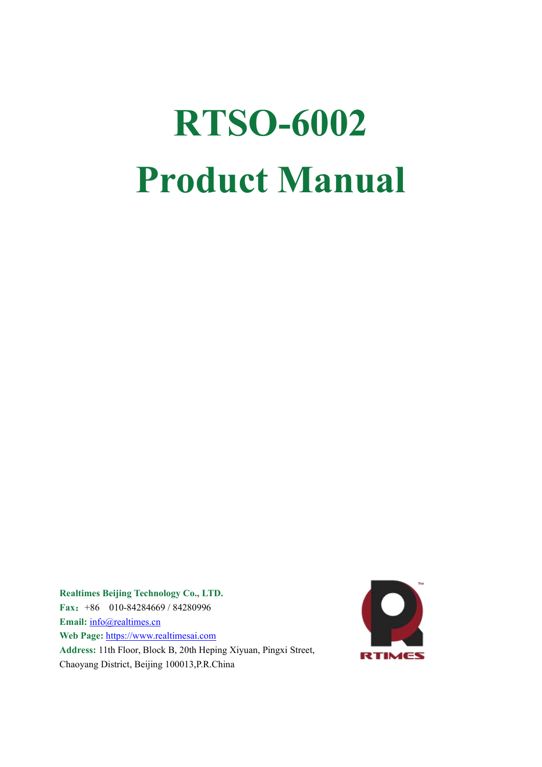# RTSO-6002 Product Manual

**Realtimes Beijing Technology Co., LTD.**

**Fax：** +86 010-84284669 / 84280996

**Email:** info@realtimes.cn

**Web Page:** https://www.realtimesai.com

**Address:** 11th Floor, Block B, 20th Heping Xiyuan, Pingxi Street, Chaoyang District, Beijing 100013,P.R.China

RTIMES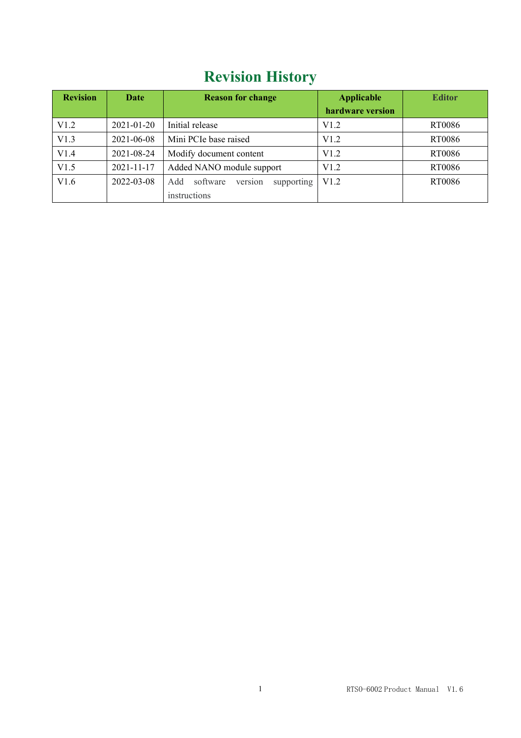# Revision History

| Revision | Date | Reason for change | Applicable hardware version | Editor |
|---|---|---|---|---|
| V1.2 | 2021-01-20 | Initial release | V1.2 | RT0086 |
| V1.3 | 2021-06-08 | Mini PCIe base raised | V1.2 | RT0086 |
| V1.4 | 2021-08-24 | Modify document content | V1.2 | RT0086 |
| V1.5 | 2021-11-17 | Added NANO module support | V1.2 | RT0086 |
| V1.6 | 2022-03-08 | Add software version supporting instructions | V1.2 | RT0086 |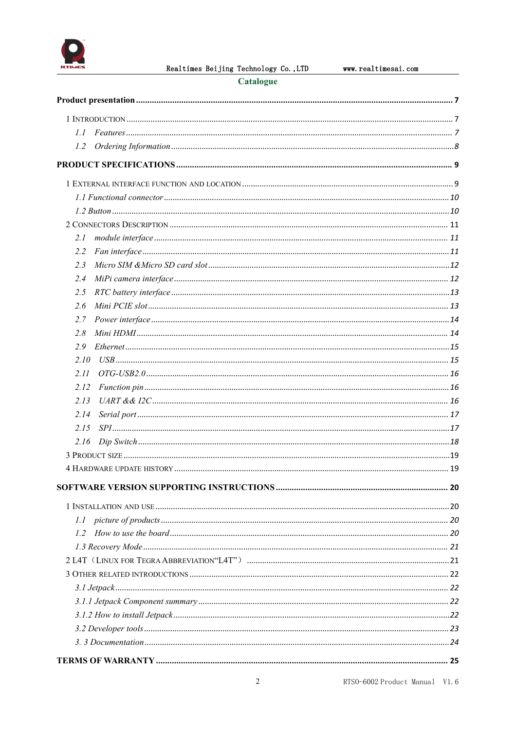# Catalogue

**Product presentation** ......................................................... 7

1 INTRODUCTION ......................................................... 7

1.1 Features ......................................................... 7

1.2 Ordering Information ......................................................... 8

**PRODUCT SPECIFICATIONS** ......................................................... 9

1 EXTERNAL INTERFACE FUNCTION AND LOCATION ......................................................... 9

1.1 Functional connector ......................................................... 10

1.2 Button ......................................................... 10

2 CONNECTORS DESCRIPTION ......................................................... 11

2.1 module interface ......................................................... 11

2.2 Fan interface ......................................................... 11

2.3 Micro SIM &Micro SD card slot ......................................................... 12

2.4 MiPi camera interface ......................................................... 12

2.5 RTC battery interface ......................................................... 13

2.6 Mini PCIE slot ......................................................... 13

2.7 Power interface ......................................................... 14

2.8 Mini HDMI ......................................................... 14

2.9 Ethernet ......................................................... 15

2.10 USB ......................................................... 15

2.11 OTG-USB2.0 ......................................................... 16

2.12 Function pin ......................................................... 16

2.13 UART && I2C ......................................................... 16

2.14 Serial port ......................................................... 17

2.15 SPI ......................................................... 17

2.16 Dip Switch ......................................................... 18

3 PRODUCT SIZE ......................................................... 19

4 HARDWARE UPDATE HISTORY ......................................................... 19

**SOFTWARE VERSION SUPPORTING INSTRUCTIONS** ......................................................... 20

1 INSTALLATION AND USE ......................................................... 20

1.1 picture of products ......................................................... 20

1.2 How to use the board ......................................................... 20

1.3 Recovery Mode ......................................................... 21

2 L4T（LINUX FOR TEGRA ABBREVIATION“L4T”） ......................................................... 21

3 OTHER RELATED INTRODUCTIONS ......................................................... 22

3.1 Jetpack ......................................................... 22

3.1.1 Jetpack Component summary ......................................................... 22

3.1.2 How to install Jetpack ......................................................... 22

3.2 Developer tools ......................................................... 23

3. 3 Documentation ......................................................... 24

**TERMS OF WARRANTY** ......................................................... 25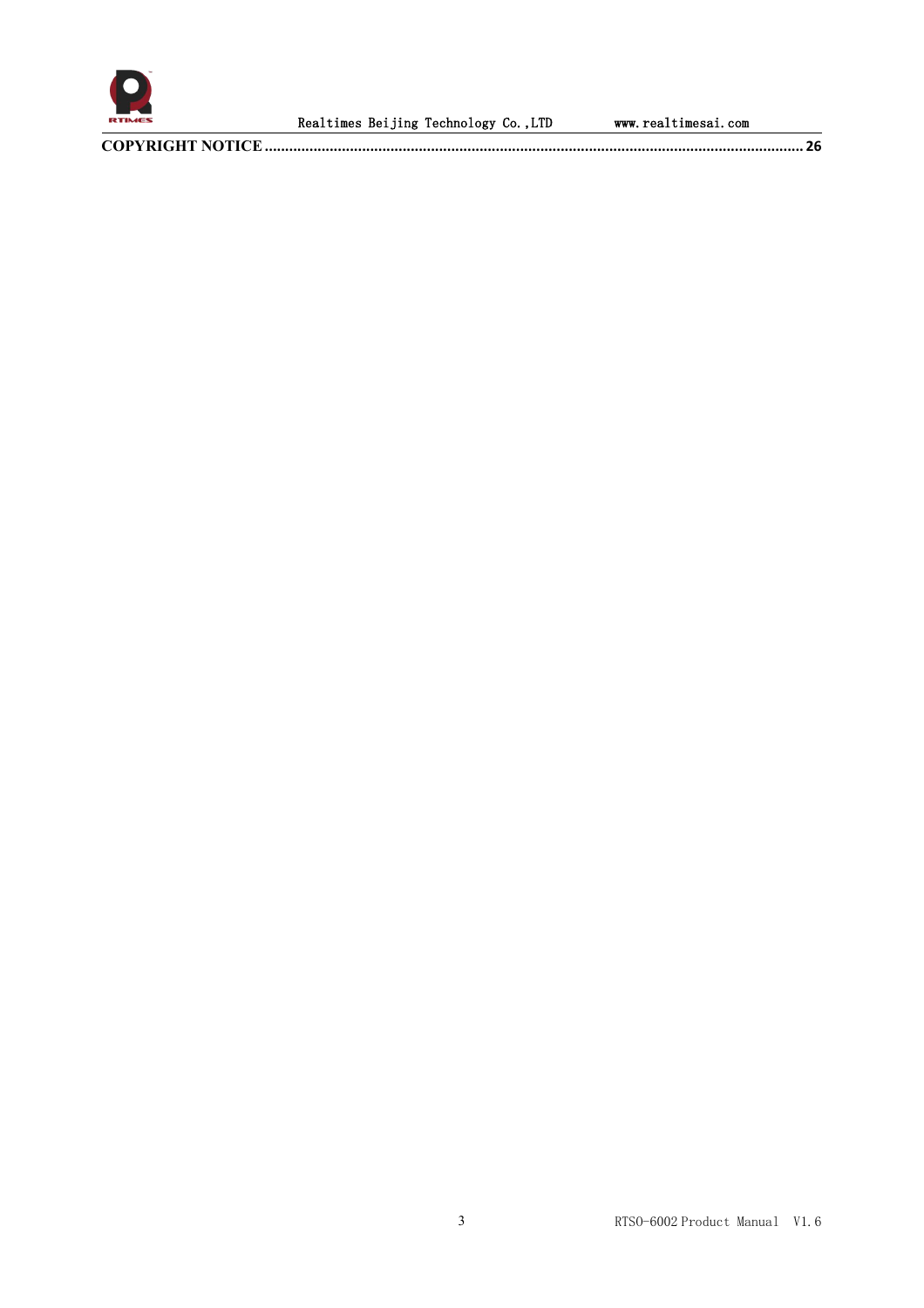**COPYRIGHT NOTICE** ............................................................................................................................................. 26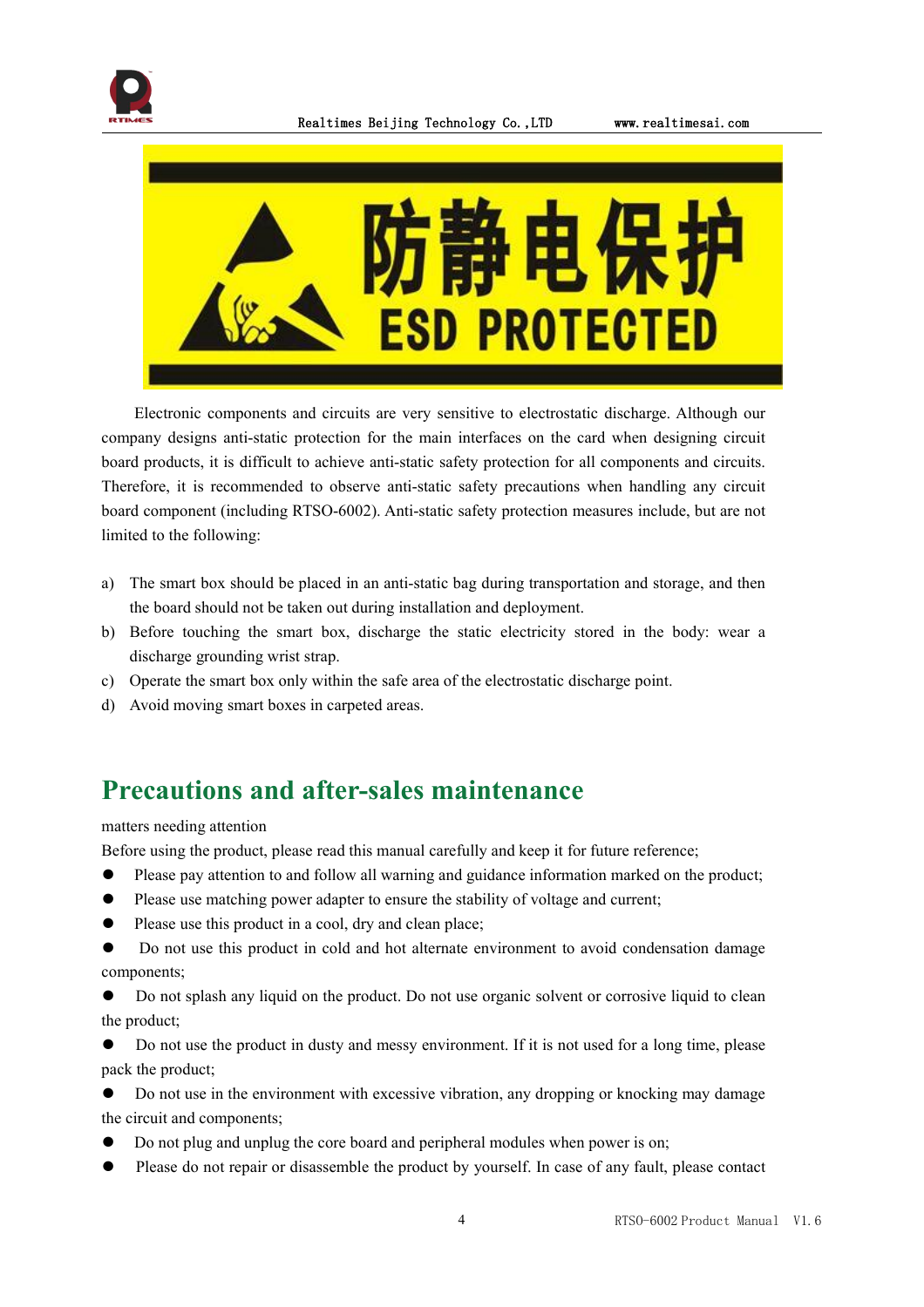Electronic components and circuits are very sensitive to electrostatic discharge. Although our company designs anti-static protection for the main interfaces on the card when designing circuit board products, it is difficult to achieve anti-static safety protection for all components and circuits. Therefore, it is recommended to observe anti-static safety precautions when handling any circuit board component (including RTSO-6002). Anti-static safety protection measures include, but are not limited to the following:

a) The smart box should be placed in an anti-static bag during transportation and storage, and then the board should not be taken out during installation and deployment.
b) Before touching the smart box, discharge the static electricity stored in the body: wear a discharge grounding wrist strap.
c) Operate the smart box only within the safe area of the electrostatic discharge point.
d) Avoid moving smart boxes in carpeted areas.

# Precautions and after-sales maintenance

matters needing attention

Before using the product, please read this manual carefully and keep it for future reference;

- Please pay attention to and follow all warning and guidance information marked on the product;
- Please use matching power adapter to ensure the stability of voltage and current;
- Please use this product in a cool, dry and clean place;
- Do not use this product in cold and hot alternate environment to avoid condensation damage components;
- Do not splash any liquid on the product. Do not use organic solvent or corrosive liquid to clean the product;
- Do not use the product in dusty and messy environment. If it is not used for a long time, please pack the product;
- Do not use in the environment with excessive vibration, any dropping or knocking may damage the circuit and components;
- Do not plug and unplug the core board and peripheral modules when power is on;
- Please do not repair or disassemble the product by yourself. In case of any fault, please contact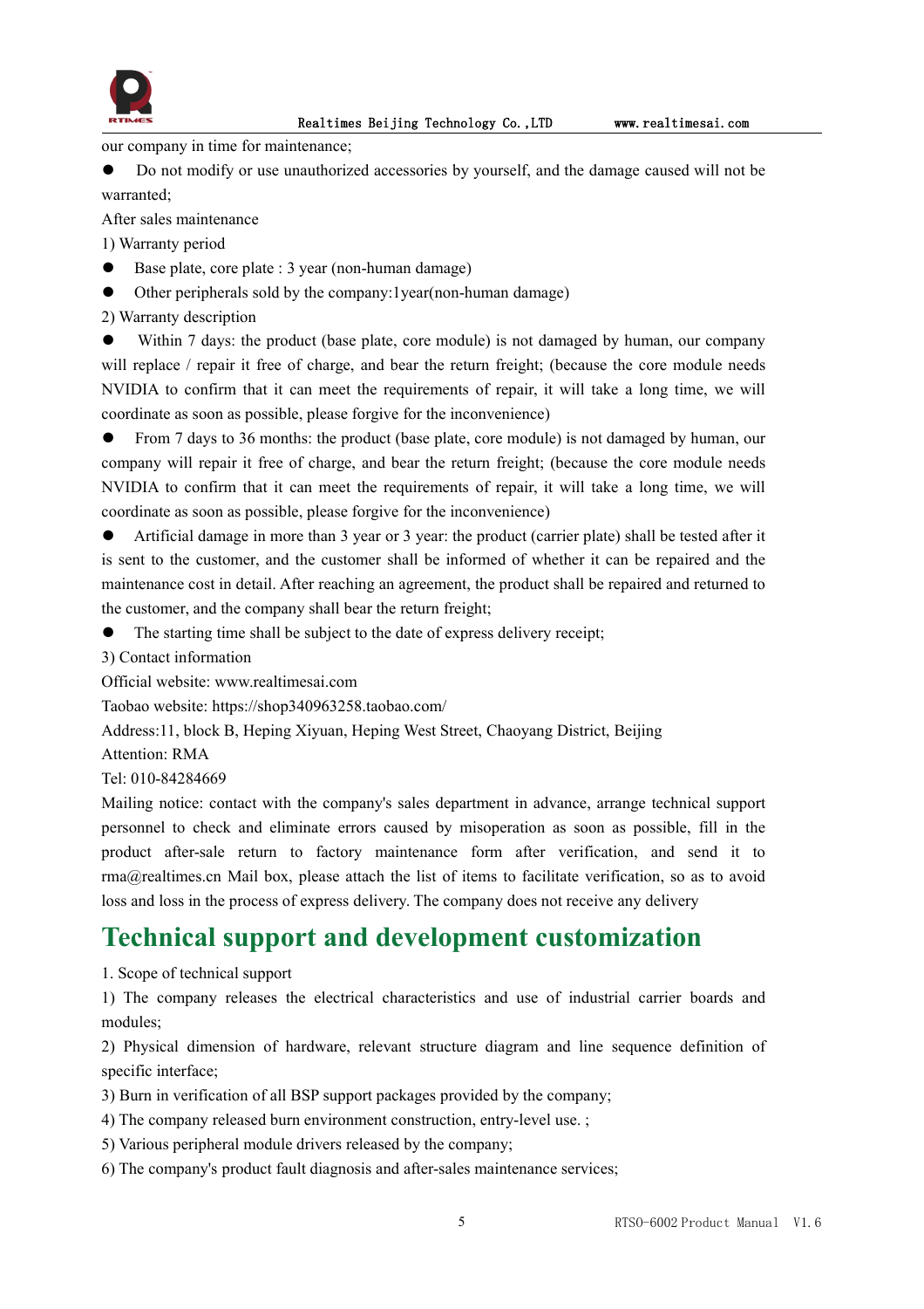our company in time for maintenance;

- Do not modify or use unauthorized accessories by yourself, and the damage caused will not be warranted;

After sales maintenance

1) Warranty period

- Base plate, core plate : 3 year (non-human damage)
- Other peripherals sold by the company:1year(non-human damage)

2) Warranty description

- Within 7 days: the product (base plate, core module) is not damaged by human, our company will replace / repair it free of charge, and bear the return freight; (because the core module needs NVIDIA to confirm that it can meet the requirements of repair, it will take a long time, we will coordinate as soon as possible, please forgive for the inconvenience)
- From 7 days to 36 months: the product (base plate, core module) is not damaged by human, our company will repair it free of charge, and bear the return freight; (because the core module needs NVIDIA to confirm that it can meet the requirements of repair, it will take a long time, we will coordinate as soon as possible, please forgive for the inconvenience)
- Artificial damage in more than 3 year or 3 year: the product (carrier plate) shall be tested after it is sent to the customer, and the customer shall be informed of whether it can be repaired and the maintenance cost in detail. After reaching an agreement, the product shall be repaired and returned to the customer, and the company shall bear the return freight;
- The starting time shall be subject to the date of express delivery receipt;

3) Contact information

Official website: www.realtimesai.com

Taobao website: https://shop340963258.taobao.com/

Address:11, block B, Heping Xiyuan, Heping West Street, Chaoyang District, Beijing

Attention: RMA

Tel: 010-84284669

Mailing notice: contact with the company's sales department in advance, arrange technical support personnel to check and eliminate errors caused by misoperation as soon as possible, fill in the product after-sale return to factory maintenance form after verification, and send it to rma@realtimes.cn Mail box, please attach the list of items to facilitate verification, so as to avoid loss and loss in the process of express delivery. The company does not receive any delivery

# Technical support and development customization

1. Scope of technical support

1) The company releases the electrical characteristics and use of industrial carrier boards and modules;

2) Physical dimension of hardware, relevant structure diagram and line sequence definition of specific interface;

3) Burn in verification of all BSP support packages provided by the company;

4) The company released burn environment construction, entry-level use. ;

5) Various peripheral module drivers released by the company;

6) The company's product fault diagnosis and after-sales maintenance services;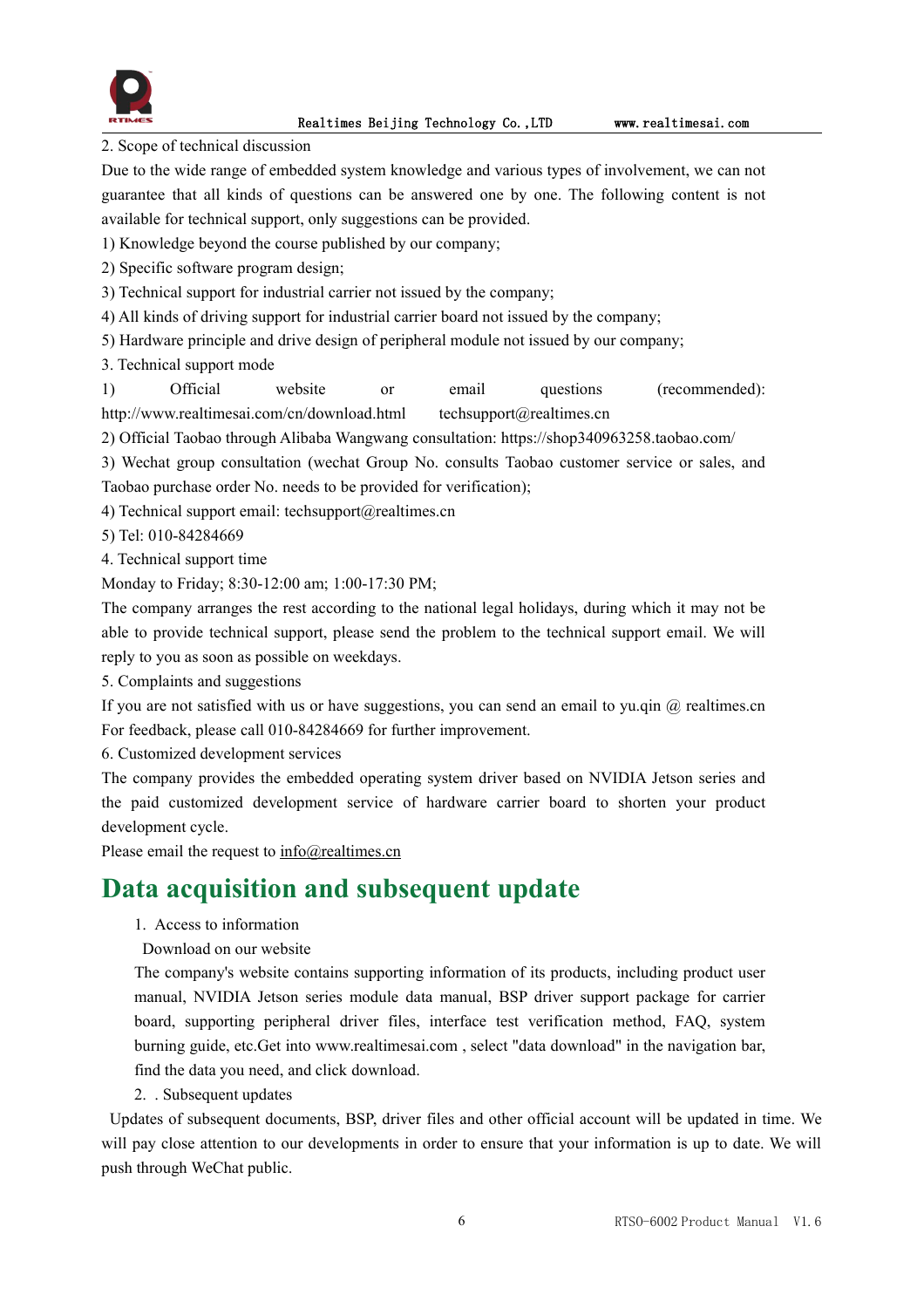2. Scope of technical discussion

Due to the wide range of embedded system knowledge and various types of involvement, we can not guarantee that all kinds of questions can be answered one by one. The following content is not available for technical support, only suggestions can be provided.

1) Knowledge beyond the course published by our company;

2) Specific software program design;

3) Technical support for industrial carrier not issued by the company;

4) All kinds of driving support for industrial carrier board not issued by the company;

5) Hardware principle and drive design of peripheral module not issued by our company;

3. Technical support mode

1) Official website or email questions (recommended): http://www.realtimesai.com/cn/download.html techsupport@realtimes.cn

2) Official Taobao through Alibaba Wangwang consultation: https://shop340963258.taobao.com/

3) Wechat group consultation (wechat Group No. consults Taobao customer service or sales, and Taobao purchase order No. needs to be provided for verification);

4) Technical support email: techsupport@realtimes.cn

5) Tel: 010-84284669

4. Technical support time

Monday to Friday; 8:30-12:00 am; 1:00-17:30 PM;

The company arranges the rest according to the national legal holidays, during which it may not be able to provide technical support, please send the problem to the technical support email. We will reply to you as soon as possible on weekdays.

5. Complaints and suggestions

If you are not satisfied with us or have suggestions, you can send an email to yu.qin @ realtimes.cn For feedback, please call 010-84284669 for further improvement.

6. Customized development services

The company provides the embedded operating system driver based on NVIDIA Jetson series and the paid customized development service of hardware carrier board to shorten your product development cycle.

Please email the request to info@realtimes.cn

# Data acquisition and subsequent update

1. Access to information

Download on our website

The company's website contains supporting information of its products, including product user manual, NVIDIA Jetson series module data manual, BSP driver support package for carrier board, supporting peripheral driver files, interface test verification method, FAQ, system burning guide, etc.Get into www.realtimesai.com , select "data download" in the navigation bar, find the data you need, and click download.

2. . Subsequent updates

Updates of subsequent documents, BSP, driver files and other official account will be updated in time. We will pay close attention to our developments in order to ensure that your information is up to date. We will push through WeChat public.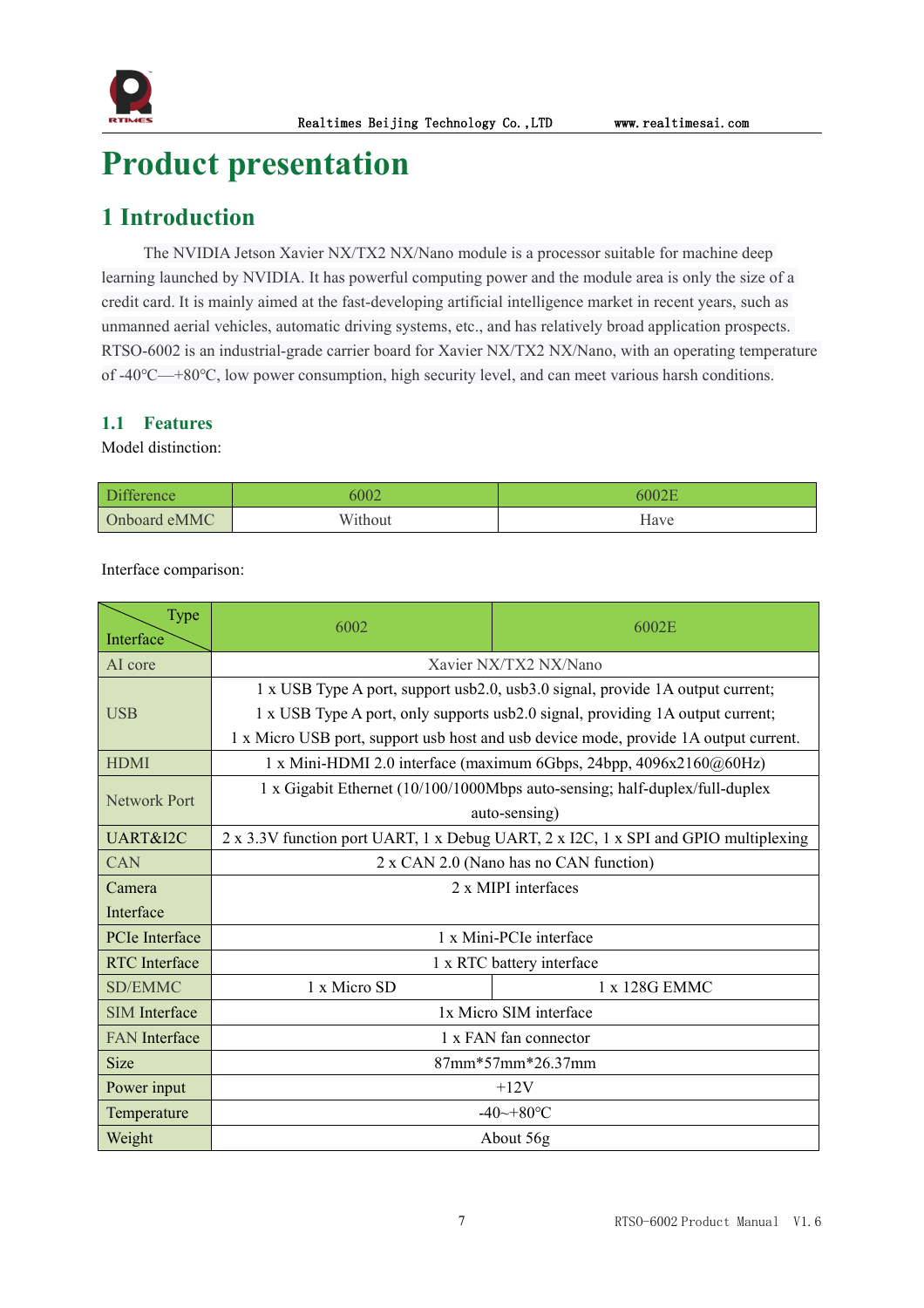# Product presentation

## 1 Introduction

The NVIDIA Jetson Xavier NX/TX2 NX/Nano module is a processor suitable for machine deep learning launched by NVIDIA. It has powerful computing power and the module area is only the size of a credit card. It is mainly aimed at the fast-developing artificial intelligence market in recent years, such as unmanned aerial vehicles, automatic driving systems, etc., and has relatively broad application prospects. RTSO-6002 is an industrial-grade carrier board for Xavier NX/TX2 NX/Nano, with an operating temperature of -40℃—+80℃, low power consumption, high security level, and can meet various harsh conditions.

### 1.1 Features

Model distinction:

| Difference | 6002 | 6002E |
|---|---|---|
| Onboard eMMC | Without | Have |

Interface comparison:

| Type / Interface | 6002 | 6002E |
|---|---|---|
| AI core | Xavier NX/TX2 NX/Nano | |
| USB | 1 x USB Type A port, support usb2.0, usb3.0 signal, provide 1A output current;<br>1 x USB Type A port, only supports usb2.0 signal, providing 1A output current;<br>1 x Micro USB port, support usb host and usb device mode, provide 1A output current. | |
| HDMI | 1 x Mini-HDMI 2.0 interface (maximum 6Gbps, 24bpp, 4096x2160@60Hz) | |
| Network Port | 1 x Gigabit Ethernet (10/100/1000Mbps auto-sensing; half-duplex/full-duplex auto-sensing) | |
| UART&I2C | 2 x 3.3V function port UART, 1 x Debug UART, 2 x I2C, 1 x SPI and GPIO multiplexing | |
| CAN | 2 x CAN 2.0 (Nano has no CAN function) | |
| Camera Interface | 2 x MIPI interfaces | |
| PCIe Interface | 1 x Mini-PCIe interface | |
| RTC Interface | 1 x RTC battery interface | |
| SD/EMMC | 1 x Micro SD | 1 x 128G EMMC |
| SIM Interface | 1x Micro SIM interface | |
| FAN Interface | 1 x FAN fan connector | |
| Size | 87mm*57mm*26.37mm | |
| Power input | +12V | |
| Temperature | -40~+80℃ | |
| Weight | About 56g | |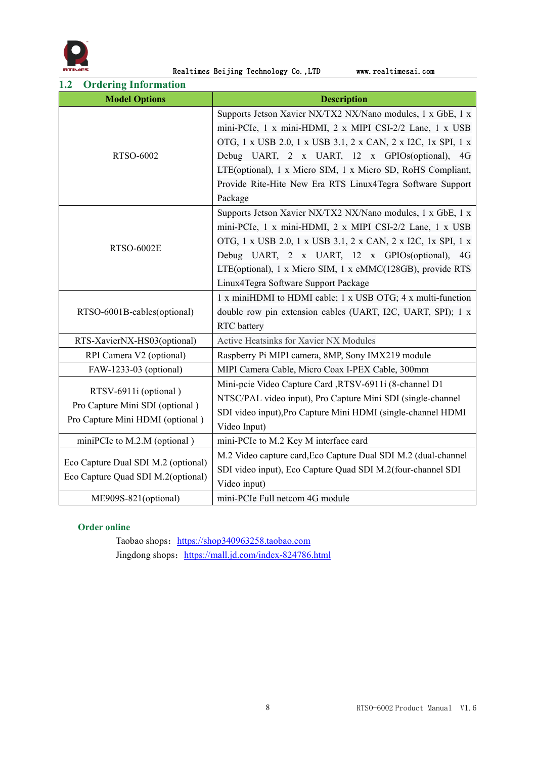## 1.2 Ordering Information

| Model Options | Description |
|---|---|
| RTSO-6002 | Supports Jetson Xavier NX/TX2 NX/Nano modules, 1 x GbE, 1 x mini-PCIe, 1 x mini-HDMI, 2 x MIPI CSI-2/2 Lane, 1 x USB OTG, 1 x USB 2.0, 1 x USB 3.1, 2 x CAN, 2 x I2C, 1x SPI, 1 x Debug UART, 2 x UART, 12 x GPIOs(optional), 4G LTE(optional), 1 x Micro SIM, 1 x Micro SD, RoHS Compliant, Provide Rite-Hite New Era RTS Linux4Tegra Software Support Package |
| RTSO-6002E | Supports Jetson Xavier NX/TX2 NX/Nano modules, 1 x GbE, 1 x mini-PCIe, 1 x mini-HDMI, 2 x MIPI CSI-2/2 Lane, 1 x USB OTG, 1 x USB 2.0, 1 x USB 3.1, 2 x CAN, 2 x I2C, 1x SPI, 1 x Debug UART, 2 x UART, 12 x GPIOs(optional), 4G LTE(optional), 1 x Micro SIM, 1 x eMMC(128GB), provide RTS Linux4Tegra Software Support Package |
| RTSO-6001B-cables(optional) | 1 x miniHDMI to HDMI cable; 1 x USB OTG; 4 x multi-function double row pin extension cables (UART, I2C, UART, SPI); 1 x RTC battery |
| RTS-XavierNX-HS03(optional) | Active Heatsinks for Xavier NX Modules |
| RPI Camera V2 (optional) | Raspberry Pi MIPI camera, 8MP, Sony IMX219 module |
| FAW-1233-03 (optional) | MIPI Camera Cable, Micro Coax I-PEX Cable, 300mm |
| RTSV-6911i (optional )<br>Pro Capture Mini SDI (optional )<br>Pro Capture Mini HDMI (optional ) | Mini-pcie Video Capture Card ,RTSV-6911i (8-channel D1 NTSC/PAL video input), Pro Capture Mini SDI (single-channel SDI video input),Pro Capture Mini HDMI (single-channel HDMI Video Input) |
| miniPCIe to M.2.M (optional ) | mini-PCIe to M.2 Key M interface card |
| Eco Capture Dual SDI M.2 (optional)<br>Eco Capture Quad SDI M.2(optional) | M.2 Video capture card,Eco Capture Dual SDI M.2 (dual-channel SDI video input), Eco Capture Quad SDI M.2(four-channel SDI Video input) |
| ME909S-821(optional) | mini-PCIe Full netcom 4G module |

**Order online**

Taobao shops：https://shop340963258.taobao.com

Jingdong shops：https://mall.jd.com/index-824786.html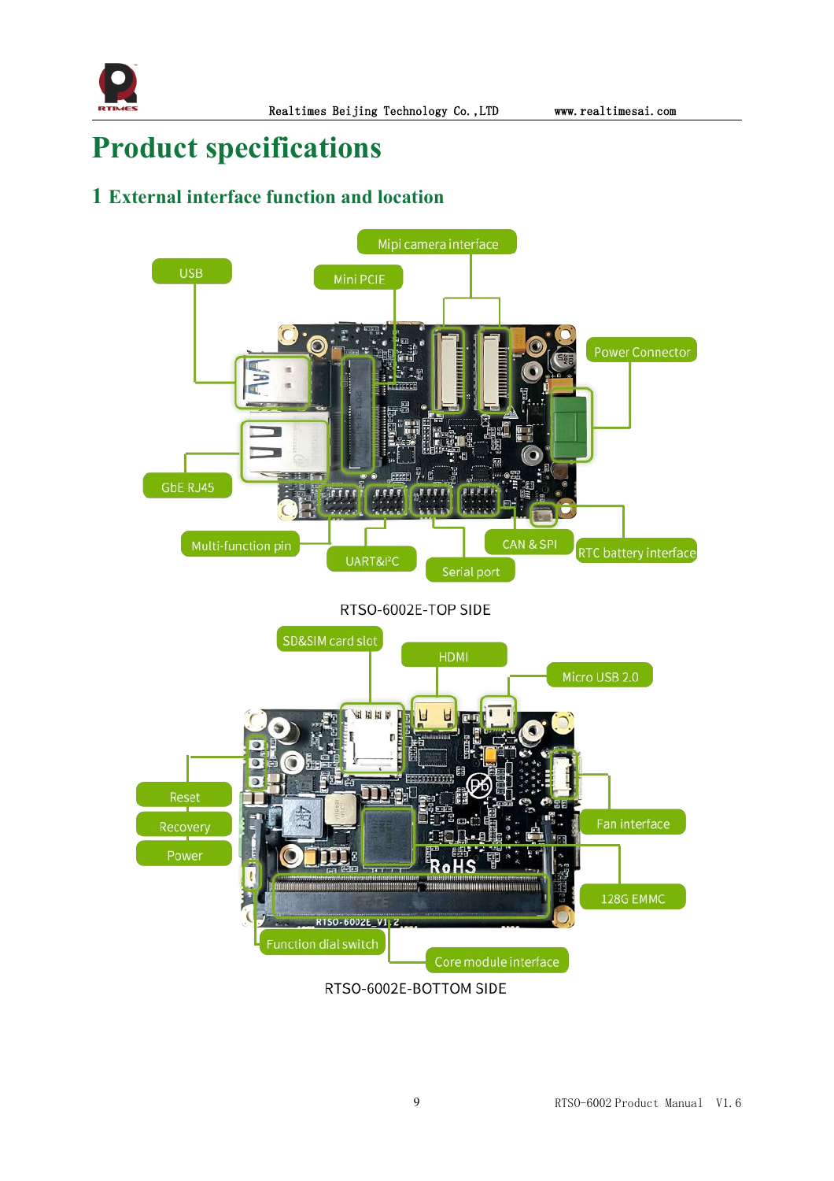# Product specifications

## 1 External interface function and location

USB

Mini PCIE

Mipi camera interface

Power Connector

GbE RJ45

Multi-function pin

UART&I²C

Serial port

CAN & SPI

RTC battery interface

RTSO-6002E-TOP SIDE

SD&SIM card slot

HDMI

Micro USB 2.0

Reset

Recovery

Power

Fan interface

128G EMMC

Function dial switch

Core module interface

RTSO-6002E-BOTTOM SIDE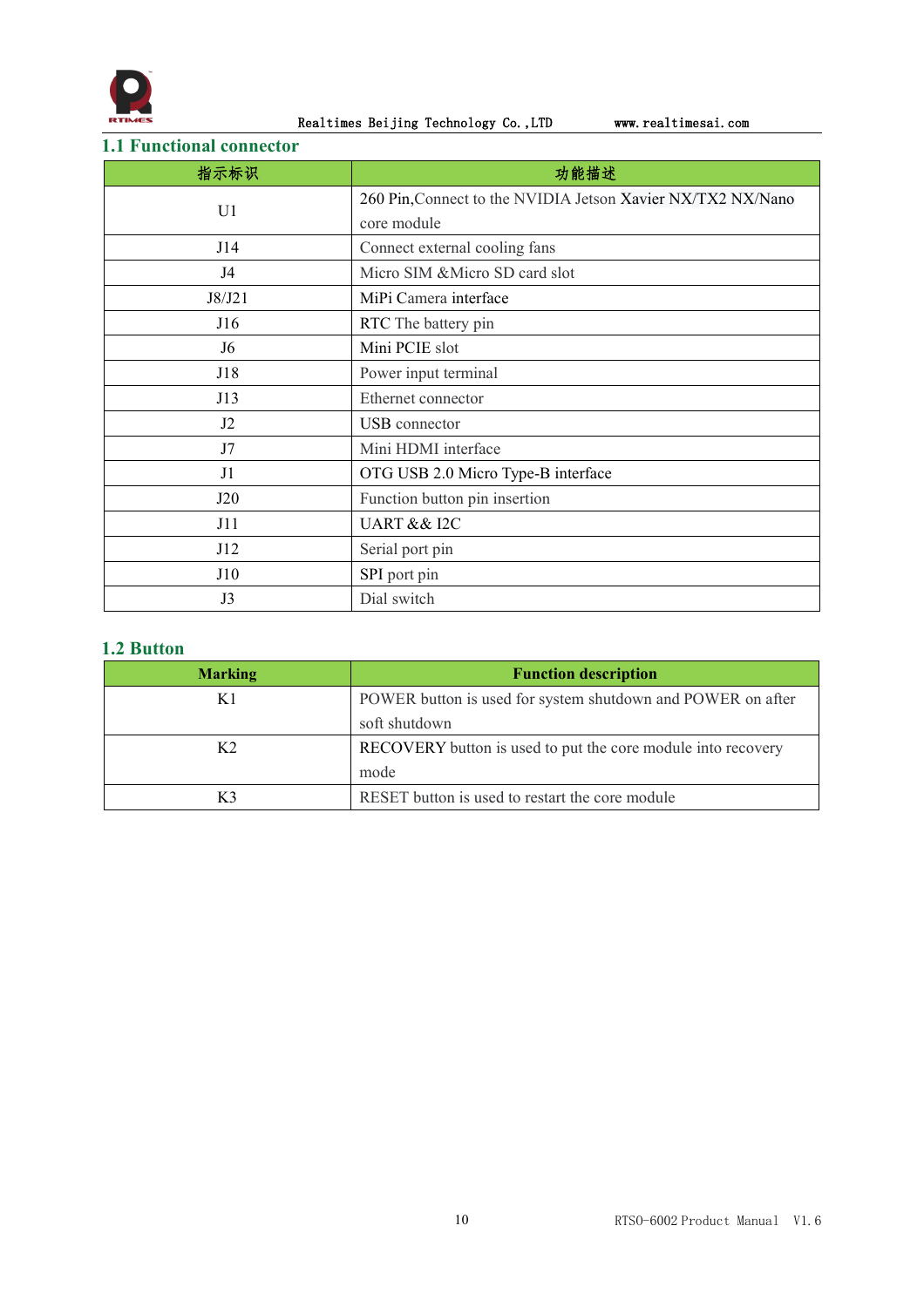## 1.1 Functional connector

| 指示标识 | 功能描述 |
|---|---|
| U1 | 260 Pin,Connect to the NVIDIA Jetson Xavier NX/TX2 NX/Nano core module |
| J14 | Connect external cooling fans |
| J4 | Micro SIM &Micro SD card slot |
| J8/J21 | MiPi Camera interface |
| J16 | RTC The battery pin |
| J6 | Mini PCIE slot |
| J18 | Power input terminal |
| J13 | Ethernet connector |
| J2 | USB connector |
| J7 | Mini HDMI interface |
| J1 | OTG USB 2.0 Micro Type-B interface |
| J20 | Function button pin insertion |
| J11 | UART && I2C |
| J12 | Serial port pin |
| J10 | SPI port pin |
| J3 | Dial switch |

## 1.2 Button

| Marking | Function description |
|---|---|
| K1 | POWER button is used for system shutdown and POWER on after soft shutdown |
| K2 | RECOVERY button is used to put the core module into recovery mode |
| K3 | RESET button is used to restart the core module |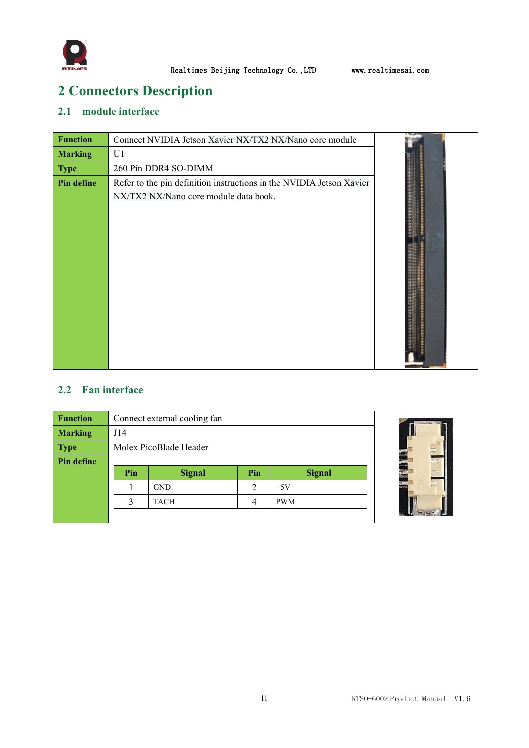# 2 Connectors Description

## 2.1 module interface

| Function | Connect NVIDIA Jetson Xavier NX/TX2 NX/Nano core module |
|---|---|
| Marking | U1 |
| Type | 260 Pin DDR4 SO-DIMM |
| Pin define | Refer to the pin definition instructions in the NVIDIA Jetson Xavier NX/TX2 NX/Nano core module data book. |

## 2.2 Fan interface

| Function | Connect external cooling fan |
|---|---|
| Marking | J14 |
| Type | Molex PicoBlade Header |
| Pin define | |

| Pin | Signal | Pin | Signal |
|---|---|---|---|
| 1 | GND | 2 | +5V |
| 3 | TACH | 4 | PWM |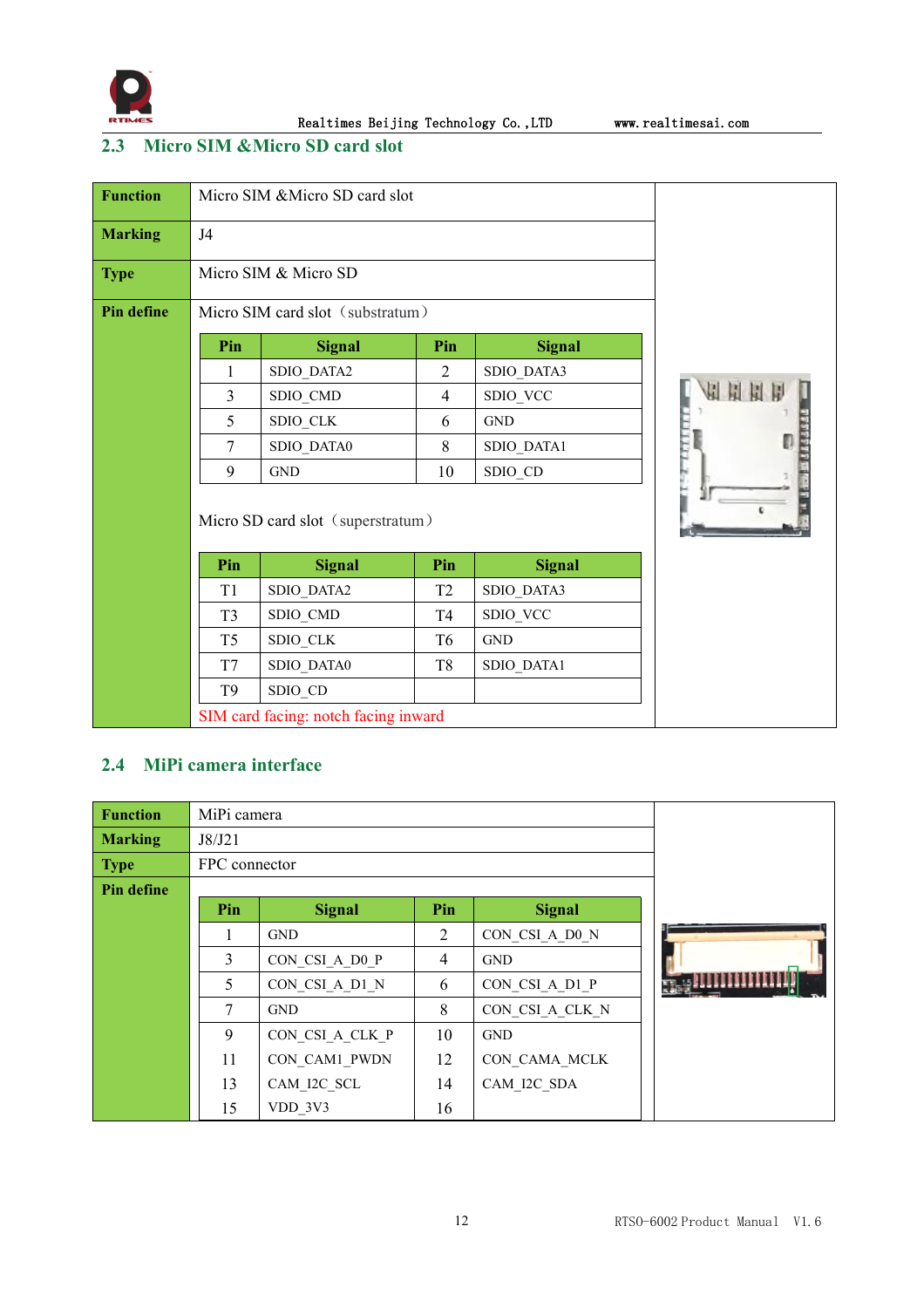## 2.3 Micro SIM &Micro SD card slot

| **Function** | Micro SIM &Micro SD card slot |
|---|---|
| **Marking** | J4 |
| **Type** | Micro SIM & Micro SD |
| **Pin define** | Micro SIM card slot（substratum） |

| Pin | Signal | Pin | Signal |
|---|---|---|---|
| 1 | SDIO_DATA2 | 2 | SDIO_DATA3 |
| 3 | SDIO_CMD | 4 | SDIO_VCC |
| 5 | SDIO_CLK | 6 | GND |
| 7 | SDIO_DATA0 | 8 | SDIO_DATA1 |
| 9 | GND | 10 | SDIO_CD |

Micro SD card slot（superstratum）

| Pin | Signal | Pin | Signal |
|---|---|---|---|
| T1 | SDIO_DATA2 | T2 | SDIO_DATA3 |
| T3 | SDIO_CMD | T4 | SDIO_VCC |
| T5 | SDIO_CLK | T6 | GND |
| T7 | SDIO_DATA0 | T8 | SDIO_DATA1 |
| T9 | SDIO_CD | | |

SIM card facing: notch facing inward

## 2.4 MiPi camera interface

| **Function** | MiPi camera |
|---|---|
| **Marking** | J8/J21 |
| **Type** | FPC connector |
| **Pin define** | |

| Pin | Signal | Pin | Signal |
|---|---|---|---|
| 1 | GND | 2 | CON_CSI_A_D0_N |
| 3 | CON_CSI_A_D0_P | 4 | GND |
| 5 | CON_CSI_A_D1_N | 6 | CON_CSI_A_D1_P |
| 7 | GND | 8 | CON_CSI_A_CLK_N |
| 9 | CON_CSI_A_CLK_P | 10 | GND |
| 11 | CON_CAM1_PWDN | 12 | CON_CAMA_MCLK |
| 13 | CAM_I2C_SCL | 14 | CAM_I2C_SDA |
| 15 | VDD_3V3 | 16 | |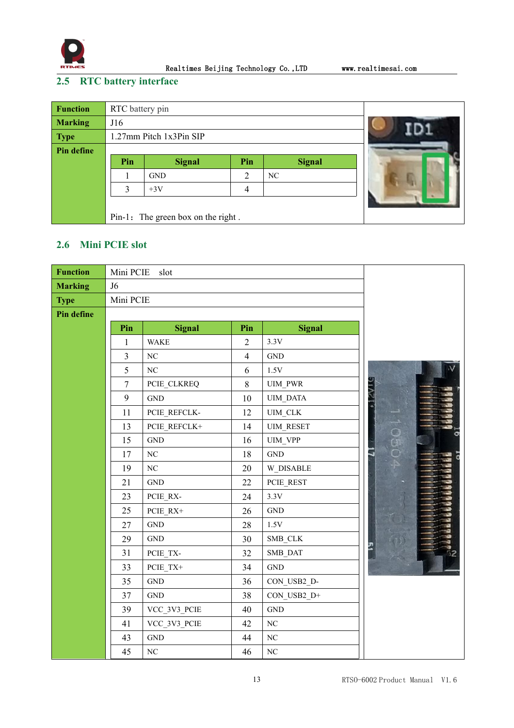## 2.5 RTC battery interface

| | |
|---|---|
| **Function** | RTC battery pin |
| **Marking** | J16 |
| **Type** | 1.27mm Pitch 1x3Pin SIP |
| **Pin define** | |

| Pin | Signal | Pin | Signal |
|---|---|---|---|
| 1 | GND | 2 | NC |
| 3 | +3V | 4 | |

Pin-1：The green box on the right .

## 2.6 Mini PCIE slot

| | |
|---|---|
| **Function** | Mini PCIE slot |
| **Marking** | J6 |
| **Type** | Mini PCIE |
| **Pin define** | |

| Pin | Signal | Pin | Signal |
|---|---|---|---|
| 1 | WAKE | 2 | 3.3V |
| 3 | NC | 4 | GND |
| 5 | NC | 6 | 1.5V |
| 7 | PCIE_CLKREQ | 8 | UIM_PWR |
| 9 | GND | 10 | UIM_DATA |
| 11 | PCIE_REFCLK- | 12 | UIM_CLK |
| 13 | PCIE_REFCLK+ | 14 | UIM_RESET |
| 15 | GND | 16 | UIM_VPP |
| 17 | NC | 18 | GND |
| 19 | NC | 20 | W_DISABLE |
| 21 | GND | 22 | PCIE_REST |
| 23 | PCIE_RX- | 24 | 3.3V |
| 25 | PCIE_RX+ | 26 | GND |
| 27 | GND | 28 | 1.5V |
| 29 | GND | 30 | SMB_CLK |
| 31 | PCIE_TX- | 32 | SMB_DAT |
| 33 | PCIE_TX+ | 34 | GND |
| 35 | GND | 36 | CON_USB2_D- |
| 37 | GND | 38 | CON_USB2_D+ |
| 39 | VCC_3V3_PCIE | 40 | GND |
| 41 | VCC_3V3_PCIE | 42 | NC |
| 43 | GND | 44 | NC |
| 45 | NC | 46 | NC |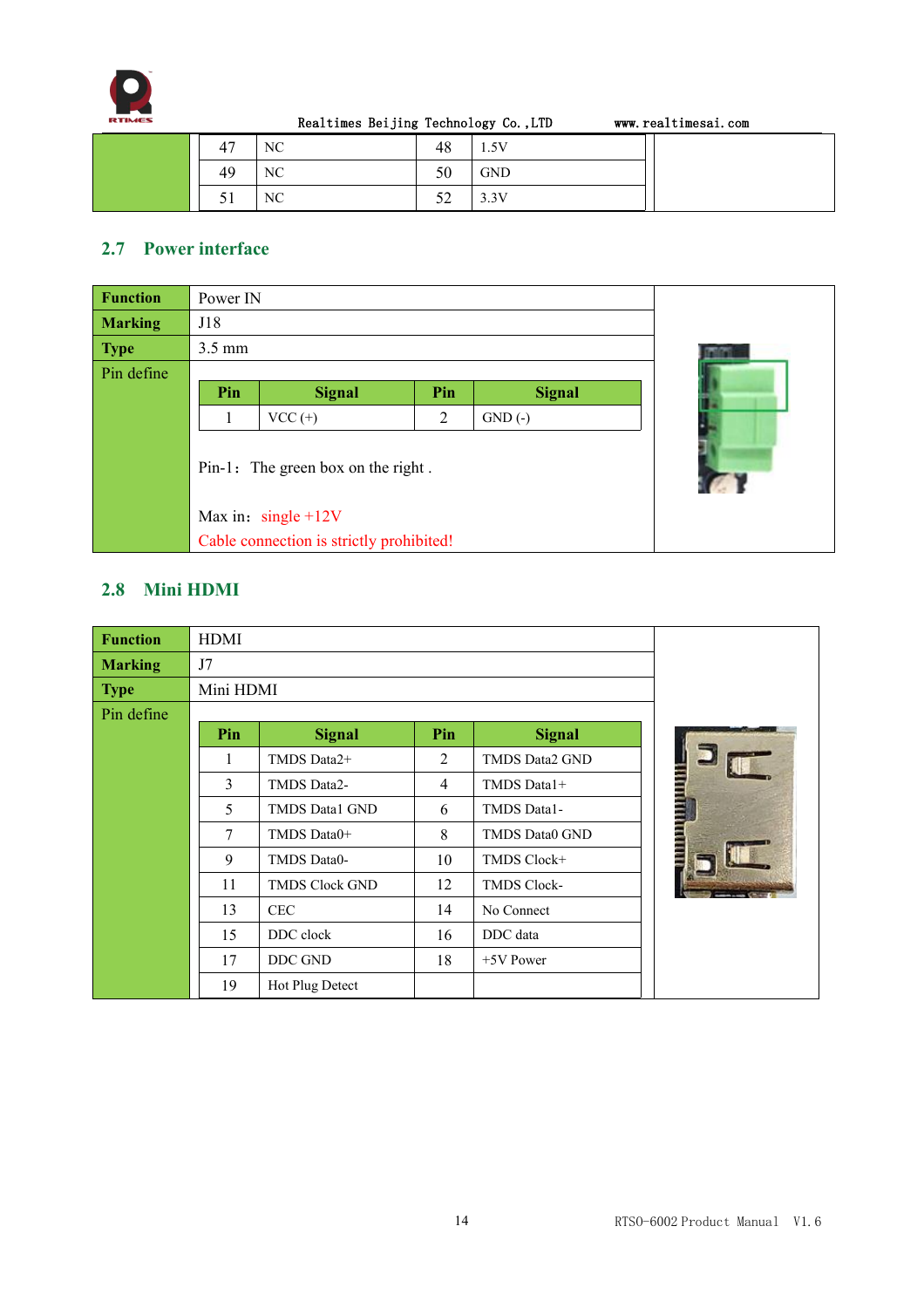| 47 | NC | 48 | 1.5V |
|---|---|---|---|
| 49 | NC | 50 | GND |
| 51 | NC | 52 | 3.3V |

## 2.7 Power interface

| **Function** | Power IN |
|---|---|
| **Marking** | J18 |
| **Type** | 3.5 mm |
| Pin define | |

| Pin | Signal | Pin | Signal |
|---|---|---|---|
| 1 | VCC (+) | 2 | GND (-) |

Pin-1：The green box on the right .

Max in：single +12V

Cable connection is strictly prohibited!

## 2.8 Mini HDMI

| **Function** | HDMI |
|---|---|
| **Marking** | J7 |
| **Type** | Mini HDMI |
| Pin define | |

| Pin | Signal | Pin | Signal |
|---|---|---|---|
| 1 | TMDS Data2+ | 2 | TMDS Data2 GND |
| 3 | TMDS Data2- | 4 | TMDS Data1+ |
| 5 | TMDS Data1 GND | 6 | TMDS Data1- |
| 7 | TMDS Data0+ | 8 | TMDS Data0 GND |
| 9 | TMDS Data0- | 10 | TMDS Clock+ |
| 11 | TMDS Clock GND | 12 | TMDS Clock- |
| 13 | CEC | 14 | No Connect |
| 15 | DDC clock | 16 | DDC data |
| 17 | DDC GND | 18 | +5V Power |
| 19 | Hot Plug Detect | | |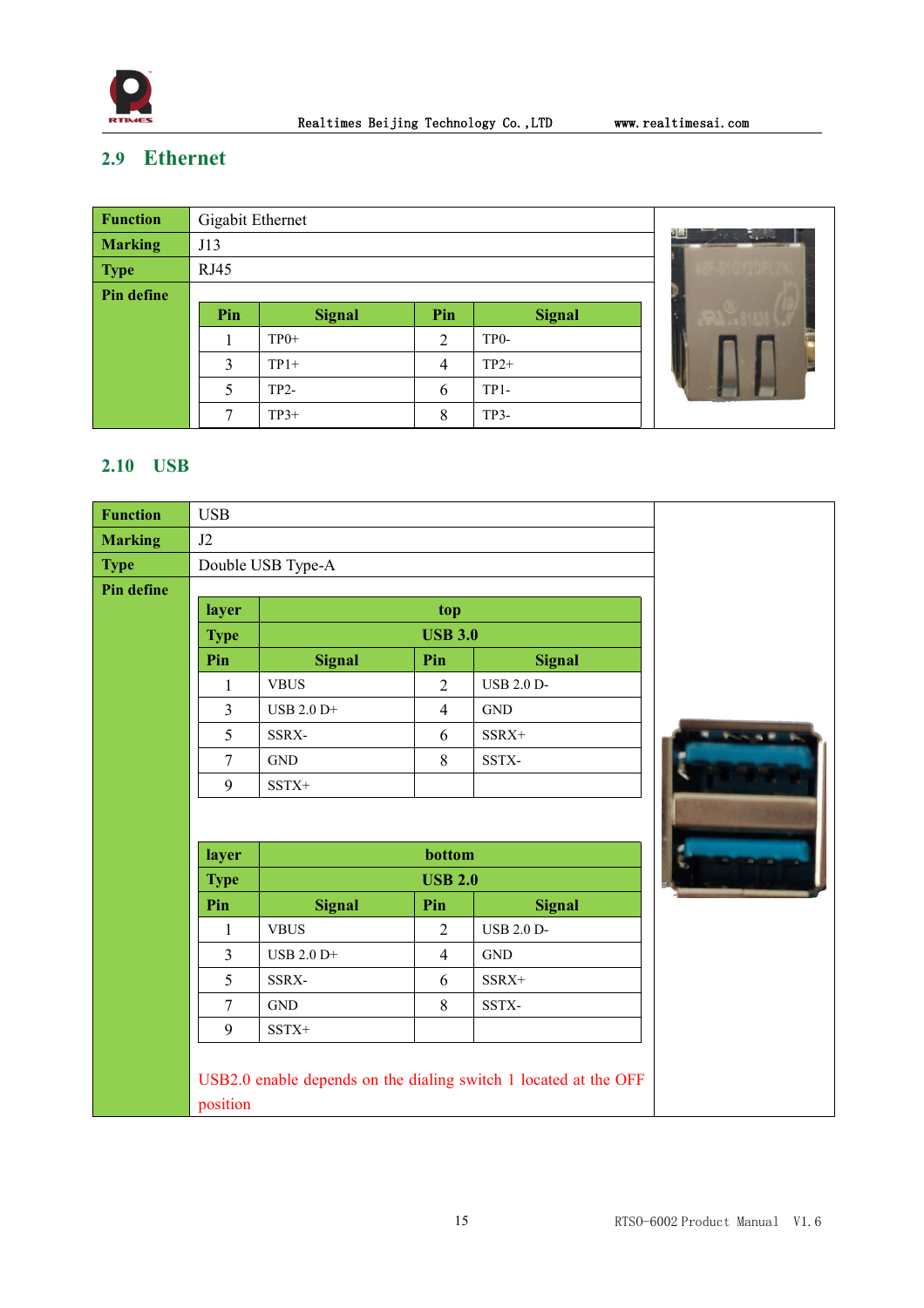## 2.9 Ethernet

| Function | Gigabit Ethernet | | |
|---|---|---|---|
| Marking | J13 | | |
| Type | RJ45 | | |
| Pin define | | | |

| Pin | Signal | Pin | Signal |
|---|---|---|---|
| 1 | TP0+ | 2 | TP0- |
| 3 | TP1+ | 4 | TP2+ |
| 5 | TP2- | 6 | TP1- |
| 7 | TP3+ | 8 | TP3- |

## 2.10 USB

| Function | USB |
|---|---|
| Marking | J2 |
| Type | Double USB Type-A |
| Pin define | |

| layer | top | | |
|---|---|---|---|
| Type | USB 3.0 | | |
| Pin | Signal | Pin | Signal |
| 1 | VBUS | 2 | USB 2.0 D- |
| 3 | USB 2.0 D+ | 4 | GND |
| 5 | SSRX- | 6 | SSRX+ |
| 7 | GND | 8 | SSTX- |
| 9 | SSTX+ | | |

| layer | bottom | | |
|---|---|---|---|
| Type | USB 2.0 | | |
| Pin | Signal | Pin | Signal |
| 1 | VBUS | 2 | USB 2.0 D- |
| 3 | USB 2.0 D+ | 4 | GND |
| 5 | SSRX- | 6 | SSRX+ |
| 7 | GND | 8 | SSTX- |
| 9 | SSTX+ | | |

USB2.0 enable depends on the dialing switch 1 located at the OFF position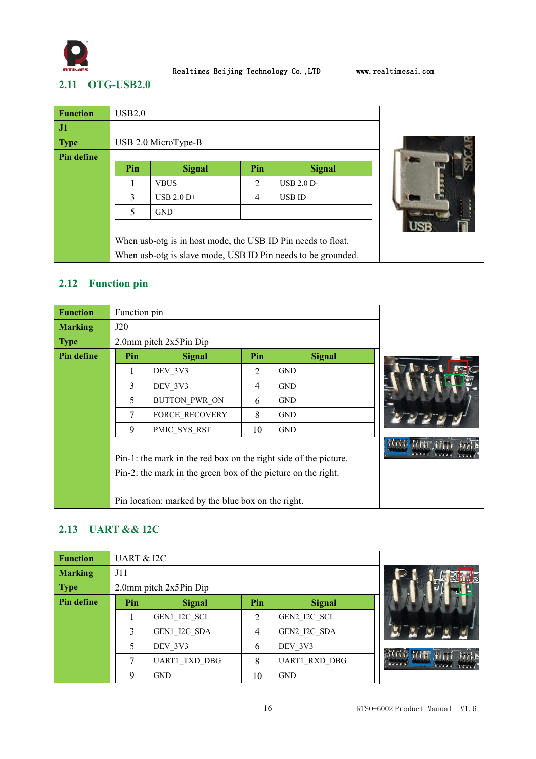## 2.11 OTG-USB2.0

| Function | USB2.0 |
|---|---|
| J1 | |
| Type | USB 2.0 MicroType-B |
| Pin define | |

| Pin | Signal | Pin | Signal |
|---|---|---|---|
| 1 | VBUS | 2 | USB 2.0 D- |
| 3 | USB 2.0 D+ | 4 | USB ID |
| 5 | GND | | |

When usb-otg is in host mode, the USB ID Pin needs to float.
When usb-otg is slave mode, USB ID Pin needs to be grounded.

## 2.12 Function pin

| Function | Function pin |
|---|---|
| Marking | J20 |
| Type | 2.0mm pitch 2x5Pin Dip |
| Pin define | |

| Pin | Signal | Pin | Signal |
|---|---|---|---|
| 1 | DEV_3V3 | 2 | GND |
| 3 | DEV_3V3 | 4 | GND |
| 5 | BUTTON_PWR_ON | 6 | GND |
| 7 | FORCE_RECOVERY | 8 | GND |
| 9 | PMIC_SYS_RST | 10 | GND |

Pin-1: the mark in the red box on the right side of the picture.
Pin-2: the mark in the green box of the picture on the right.

Pin location: marked by the blue box on the right.

## 2.13 UART && I2C

| Function | UART & I2C |
|---|---|
| Marking | J11 |
| Type | 2.0mm pitch 2x5Pin Dip |
| Pin define | |

| Pin | Signal | Pin | Signal |
|---|---|---|---|
| 1 | GEN1_I2C_SCL | 2 | GEN2_I2C_SCL |
| 3 | GEN1_I2C_SDA | 4 | GEN2_I2C_SDA |
| 5 | DEV_3V3 | 6 | DEV_3V3 |
| 7 | UART1_TXD_DBG | 8 | UART1_RXD_DBG |
| 9 | GND | 10 | GND |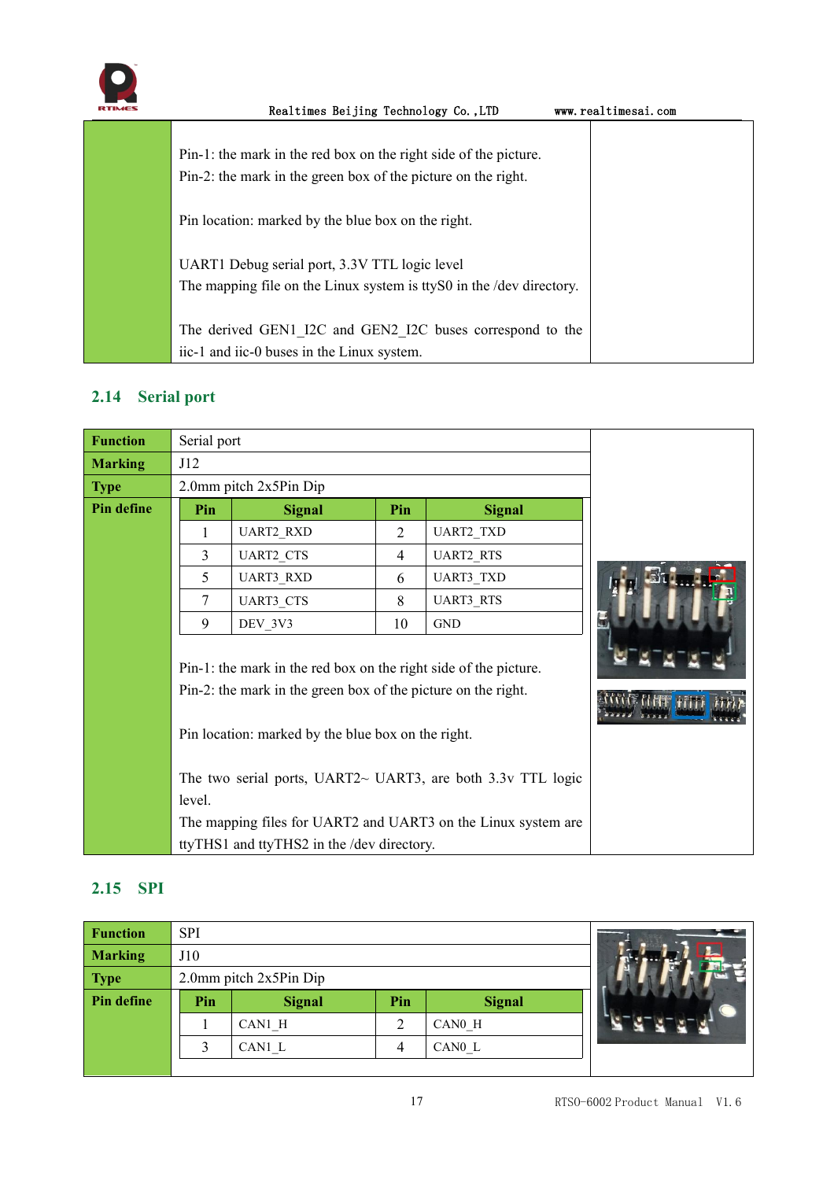Pin-1: the mark in the red box on the right side of the picture.
Pin-2: the mark in the green box of the picture on the right.

Pin location: marked by the blue box on the right.

UART1 Debug serial port, 3.3V TTL logic level
The mapping file on the Linux system is ttyS0 in the /dev directory.

The derived GEN1_I2C and GEN2_I2C buses correspond to the iic-1 and iic-0 buses in the Linux system.

## 2.14 Serial port

| **Function** | Serial port |
|---|---|
| **Marking** | J12 |
| **Type** | 2.0mm pitch 2x5Pin Dip |
| **Pin define** | |

| Pin | Signal | Pin | Signal |
|---|---|---|---|
| 1 | UART2_RXD | 2 | UART2_TXD |
| 3 | UART2_CTS | 4 | UART2_RTS |
| 5 | UART3_RXD | 6 | UART3_TXD |
| 7 | UART3_CTS | 8 | UART3_RTS |
| 9 | DEV_3V3 | 10 | GND |

Pin-1: the mark in the red box on the right side of the picture.
Pin-2: the mark in the green box of the picture on the right.

Pin location: marked by the blue box on the right.

The two serial ports, UART2~ UART3, are both 3.3v TTL logic level.
The mapping files for UART2 and UART3 on the Linux system are ttyTHS1 and ttyTHS2 in the /dev directory.

## 2.15 SPI

| **Function** | SPI |
|---|---|
| **Marking** | J10 |
| **Type** | 2.0mm pitch 2x5Pin Dip |
| **Pin define** | |

| Pin | Signal | Pin | Signal |
|---|---|---|---|
| 1 | CAN1_H | 2 | CAN0_H |
| 3 | CAN1_L | 4 | CAN0_L |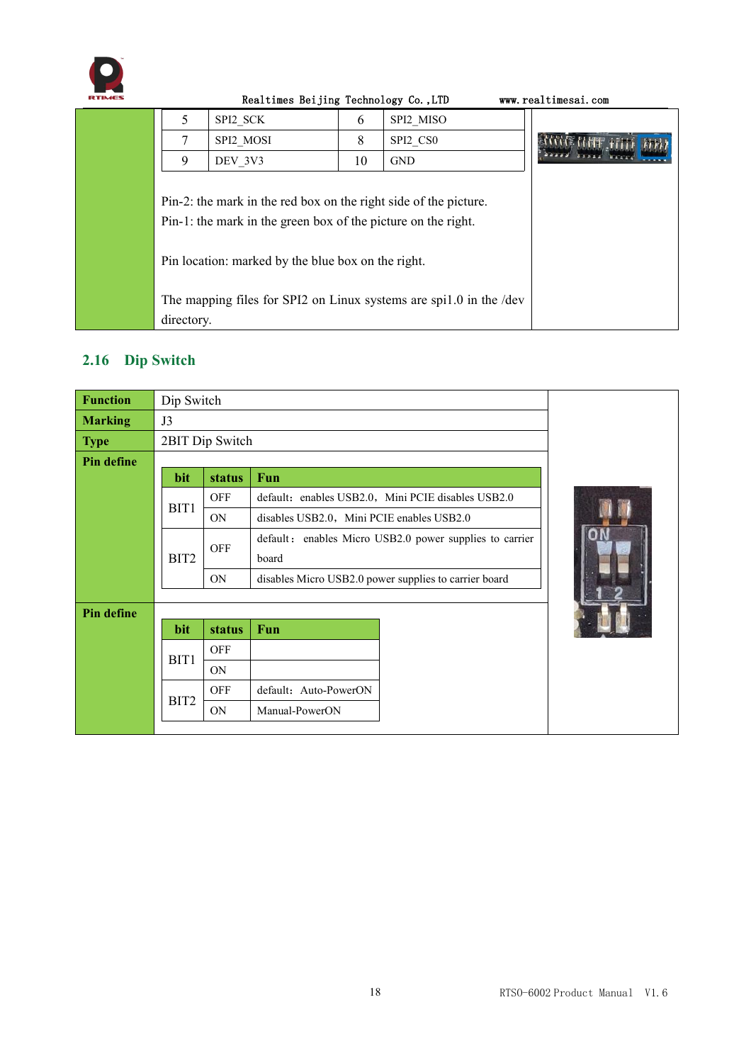| 5 | SPI2_SCK | 6 | SPI2_MISO |
|---|---|---|---|
| 7 | SPI2_MOSI | 8 | SPI2_CS0 |
| 9 | DEV_3V3 | 10 | GND |

Pin-2: the mark in the red box on the right side of the picture.
Pin-1: the mark in the green box of the picture on the right.

Pin location: marked by the blue box on the right.

The mapping files for SPI2 on Linux systems are spi1.0 in the /dev directory.

## 2.16 Dip Switch

| **Function** | Dip Switch |
|---|---|
| **Marking** | J3 |
| **Type** | 2BIT Dip Switch |

**Pin define**

| bit | status | Fun |
|---|---|---|
| BIT1 | OFF | default: enables USB2.0, Mini PCIE disables USB2.0 |
| | ON | disables USB2.0, Mini PCIE enables USB2.0 |
| BIT2 | OFF | default: enables Micro USB2.0 power supplies to carrier board |
| | ON | disables Micro USB2.0 power supplies to carrier board |

**Pin define**

| bit | status | Fun |
|---|---|---|
| BIT1 | OFF | |
| | ON | |
| BIT2 | OFF | default: Auto-PowerON |
| | ON | Manual-PowerON |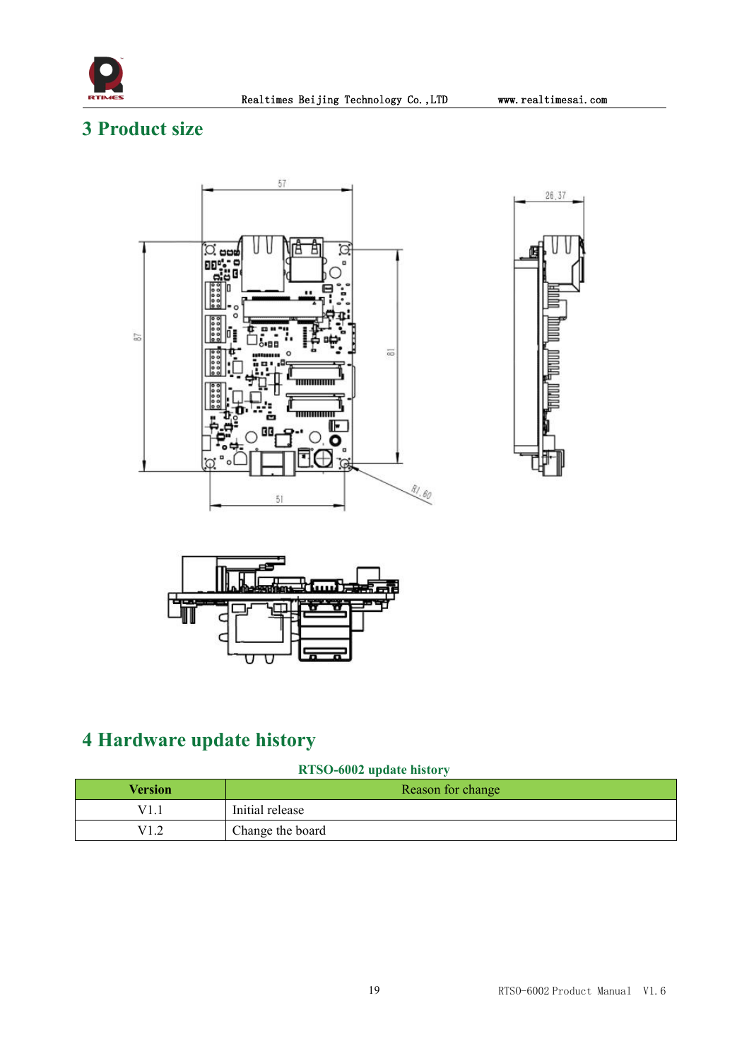# 3 Product size

# 4 Hardware update history

**RTSO-6002 update history**

| Version | Reason for change |
| --- | --- |
| V1.1 | Initial release |
| V1.2 | Change the board |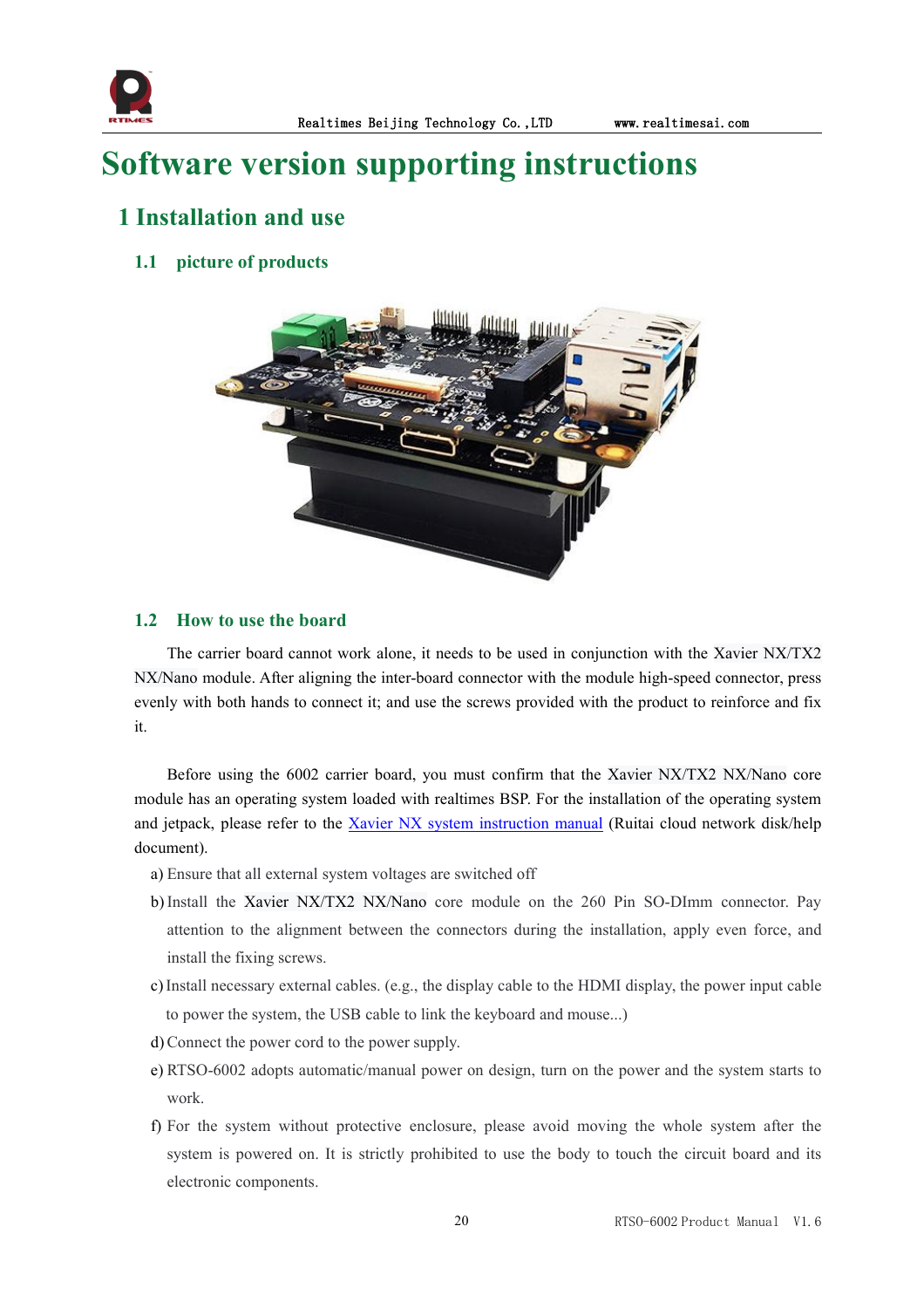# Software version supporting instructions

## 1 Installation and use

### 1.1 picture of products

### 1.2 How to use the board

The carrier board cannot work alone, it needs to be used in conjunction with the Xavier NX/TX2 NX/Nano module. After aligning the inter-board connector with the module high-speed connector, press evenly with both hands to connect it; and use the screws provided with the product to reinforce and fix it.

Before using the 6002 carrier board, you must confirm that the Xavier NX/TX2 NX/Nano core module has an operating system loaded with realtimes BSP. For the installation of the operating system and jetpack, please refer to the Xavier NX system instruction manual (Ruitai cloud network disk/help document).

a) Ensure that all external system voltages are switched off
b) Install the Xavier NX/TX2 NX/Nano core module on the 260 Pin SO-DImm connector. Pay attention to the alignment between the connectors during the installation, apply even force, and install the fixing screws.
c) Install necessary external cables. (e.g., the display cable to the HDMI display, the power input cable to power the system, the USB cable to link the keyboard and mouse...)
d) Connect the power cord to the power supply.
e) RTSO-6002 adopts automatic/manual power on design, turn on the power and the system starts to work.
f) For the system without protective enclosure, please avoid moving the whole system after the system is powered on. It is strictly prohibited to use the body to touch the circuit board and its electronic components.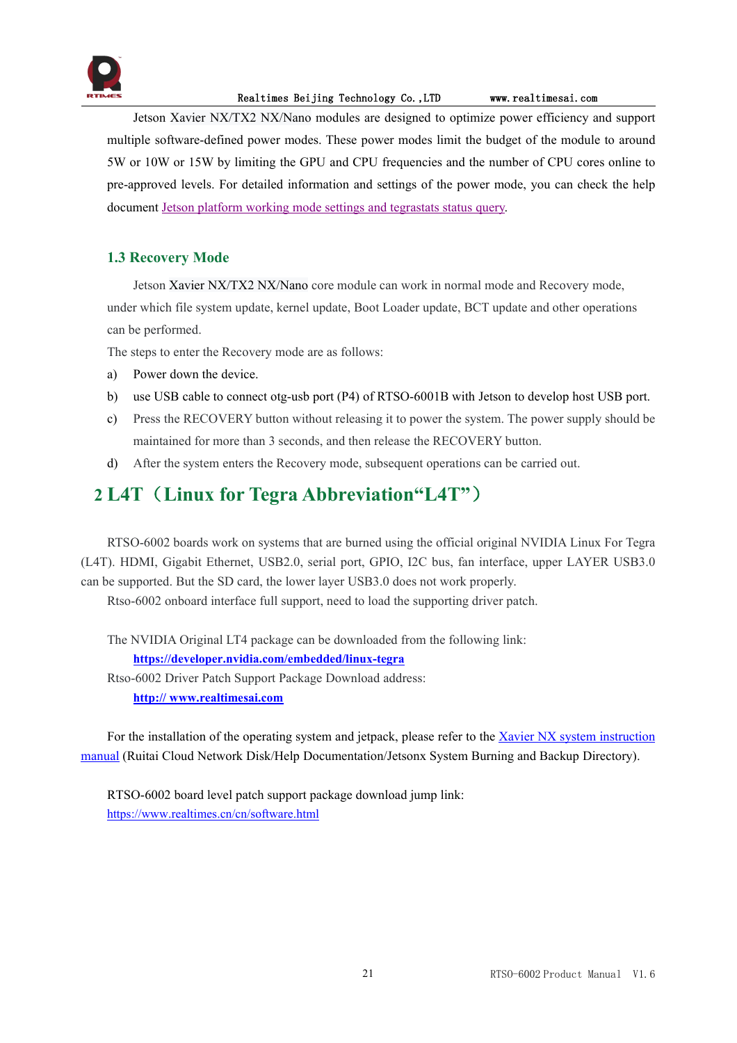Jetson Xavier NX/TX2 NX/Nano modules are designed to optimize power efficiency and support multiple software-defined power modes. These power modes limit the budget of the module to around 5W or 10W or 15W by limiting the GPU and CPU frequencies and the number of CPU cores online to pre-approved levels. For detailed information and settings of the power mode, you can check the help document [Jetson platform working mode settings and tegrastats status query].

### 1.3 Recovery Mode

Jetson Xavier NX/TX2 NX/Nano core module can work in normal mode and Recovery mode, under which file system update, kernel update, Boot Loader update, BCT update and other operations can be performed.

The steps to enter the Recovery mode are as follows:

a) Power down the device.
b) use USB cable to connect otg-usb port (P4) of RTSO-6001B with Jetson to develop host USB port.
c) Press the RECOVERY button without releasing it to power the system. The power supply should be maintained for more than 3 seconds, and then release the RECOVERY button.
d) After the system enters the Recovery mode, subsequent operations can be carried out.

## 2 L4T（Linux for Tegra Abbreviation“L4T”）

RTSO-6002 boards work on systems that are burned using the official original NVIDIA Linux For Tegra (L4T). HDMI, Gigabit Ethernet, USB2.0, serial port, GPIO, I2C bus, fan interface, upper LAYER USB3.0 can be supported. But the SD card, the lower layer USB3.0 does not work properly.

Rtso-6002 onboard interface full support, need to load the supporting driver patch.

The NVIDIA Original LT4 package can be downloaded from the following link:

**https://developer.nvidia.com/embedded/linux-tegra**

Rtso-6002 Driver Patch Support Package Download address:

**http:// www.realtimesai.com**

For the installation of the operating system and jetpack, please refer to the Xavier NX system instruction manual (Ruitai Cloud Network Disk/Help Documentation/Jetsonx System Burning and Backup Directory).

RTSO-6002 board level patch support package download jump link:

https://www.realtimes.cn/cn/software.html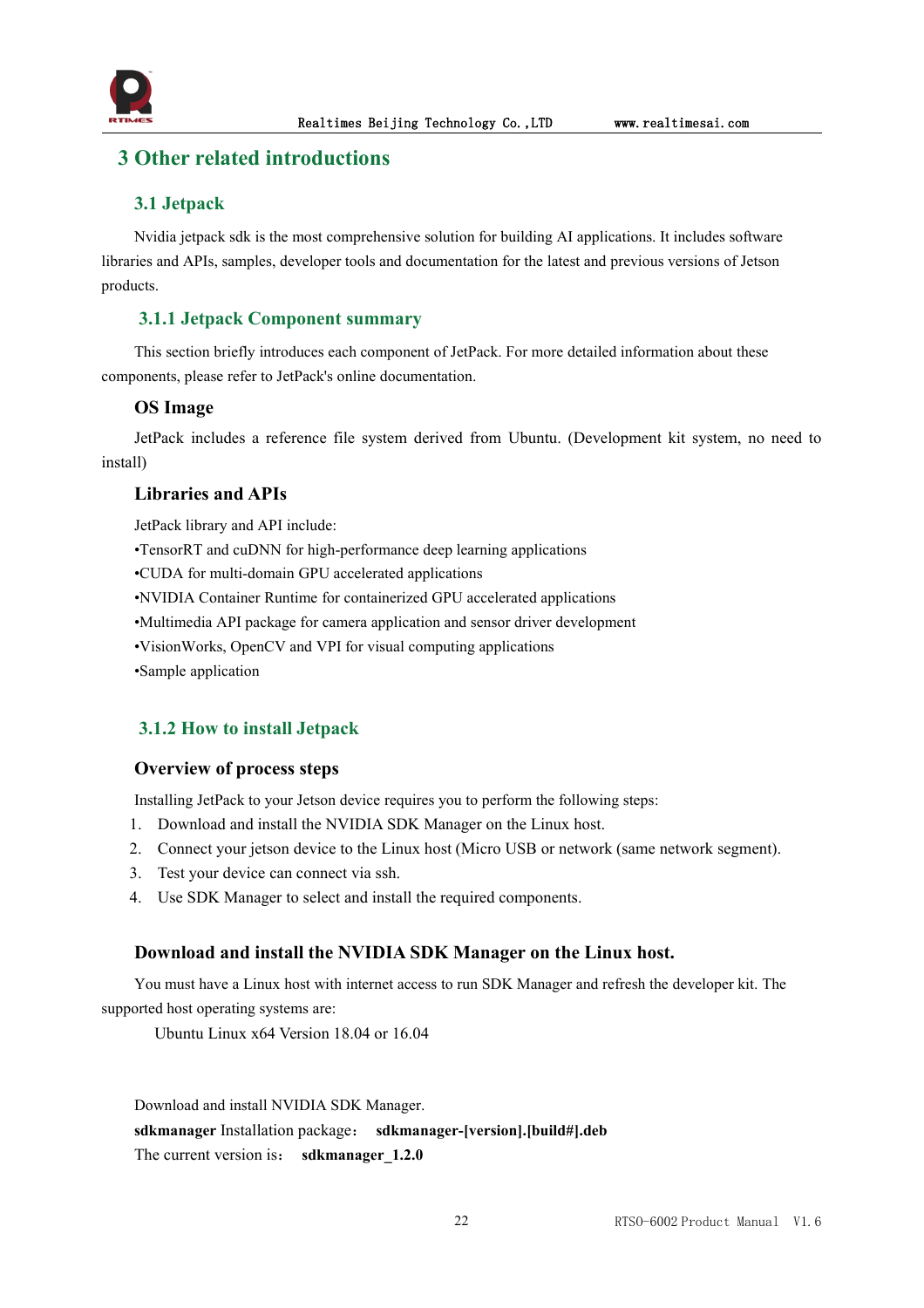# 3 Other related introductions

## 3.1 Jetpack

Nvidia jetpack sdk is the most comprehensive solution for building AI applications. It includes software libraries and APIs, samples, developer tools and documentation for the latest and previous versions of Jetson products.

### 3.1.1 Jetpack Component summary

This section briefly introduces each component of JetPack. For more detailed information about these components, please refer to JetPack's online documentation.

#### OS Image

JetPack includes a reference file system derived from Ubuntu. (Development kit system, no need to install)

#### Libraries and APIs

JetPack library and API include:

•TensorRT and cuDNN for high-performance deep learning applications
•CUDA for multi-domain GPU accelerated applications
•NVIDIA Container Runtime for containerized GPU accelerated applications
•Multimedia API package for camera application and sensor driver development
•VisionWorks, OpenCV and VPI for visual computing applications
•Sample application

### 3.1.2 How to install Jetpack

#### Overview of process steps

Installing JetPack to your Jetson device requires you to perform the following steps:

1. Download and install the NVIDIA SDK Manager on the Linux host.
2. Connect your jetson device to the Linux host (Micro USB or network (same network segment).
3. Test your device can connect via ssh.
4. Use SDK Manager to select and install the required components.

#### Download and install the NVIDIA SDK Manager on the Linux host.

You must have a Linux host with internet access to run SDK Manager and refresh the developer kit. The supported host operating systems are:

Ubuntu Linux x64 Version 18.04 or 16.04

Download and install NVIDIA SDK Manager.

**sdkmanager** Installation package： **sdkmanager-[version].[build#].deb**

The current version is： **sdkmanager_1.2.0**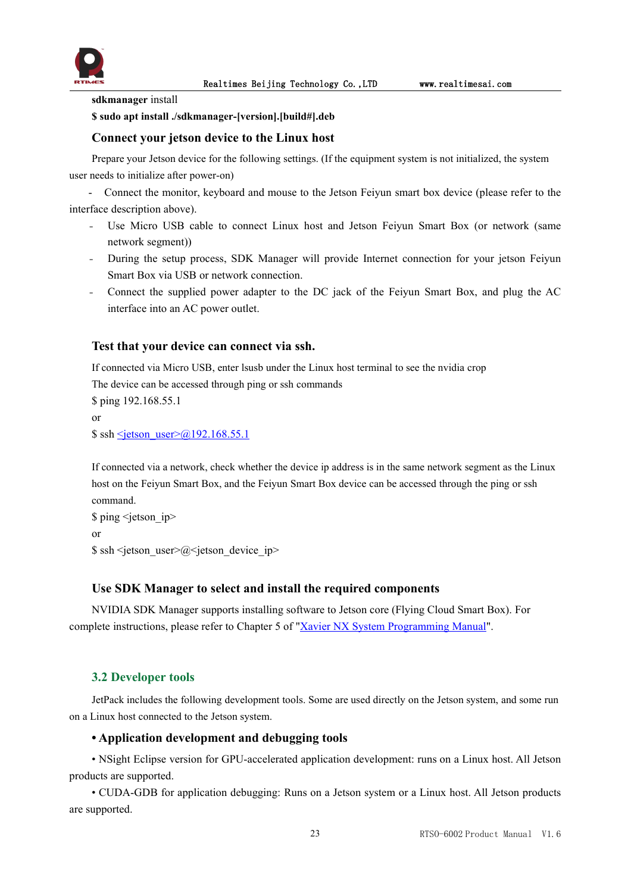**sdkmanager** install

**$ sudo apt install ./sdkmanager-[version].[build#].deb**

### Connect your jetson device to the Linux host

Prepare your Jetson device for the following settings. (If the equipment system is not initialized, the system user needs to initialize after power-on)

- Connect the monitor, keyboard and mouse to the Jetson Feiyun smart box device (please refer to the interface description above).
- Use Micro USB cable to connect Linux host and Jetson Feiyun Smart Box (or network (same network segment))
- During the setup process, SDK Manager will provide Internet connection for your jetson Feiyun Smart Box via USB or network connection.
- Connect the supplied power adapter to the DC jack of the Feiyun Smart Box, and plug the AC interface into an AC power outlet.

### Test that your device can connect via ssh.

If connected via Micro USB, enter lsusb under the Linux host terminal to see the nvidia crop

The device can be accessed through ping or ssh commands

$ ping 192.168.55.1

or

$ ssh <jetson_user>@192.168.55.1

If connected via a network, check whether the device ip address is in the same network segment as the Linux host on the Feiyun Smart Box, and the Feiyun Smart Box device can be accessed through the ping or ssh command.

$ ping <jetson_ip>

or

$ ssh <jetson_user>@<jetson_device_ip>

### Use SDK Manager to select and install the required components

NVIDIA SDK Manager supports installing software to Jetson core (Flying Cloud Smart Box). For complete instructions, please refer to Chapter 5 of "Xavier NX System Programming Manual".

## 3.2 Developer tools

JetPack includes the following development tools. Some are used directly on the Jetson system, and some run on a Linux host connected to the Jetson system.

### • Application development and debugging tools

• NSight Eclipse version for GPU-accelerated application development: runs on a Linux host. All Jetson products are supported.

• CUDA-GDB for application debugging: Runs on a Jetson system or a Linux host. All Jetson products are supported.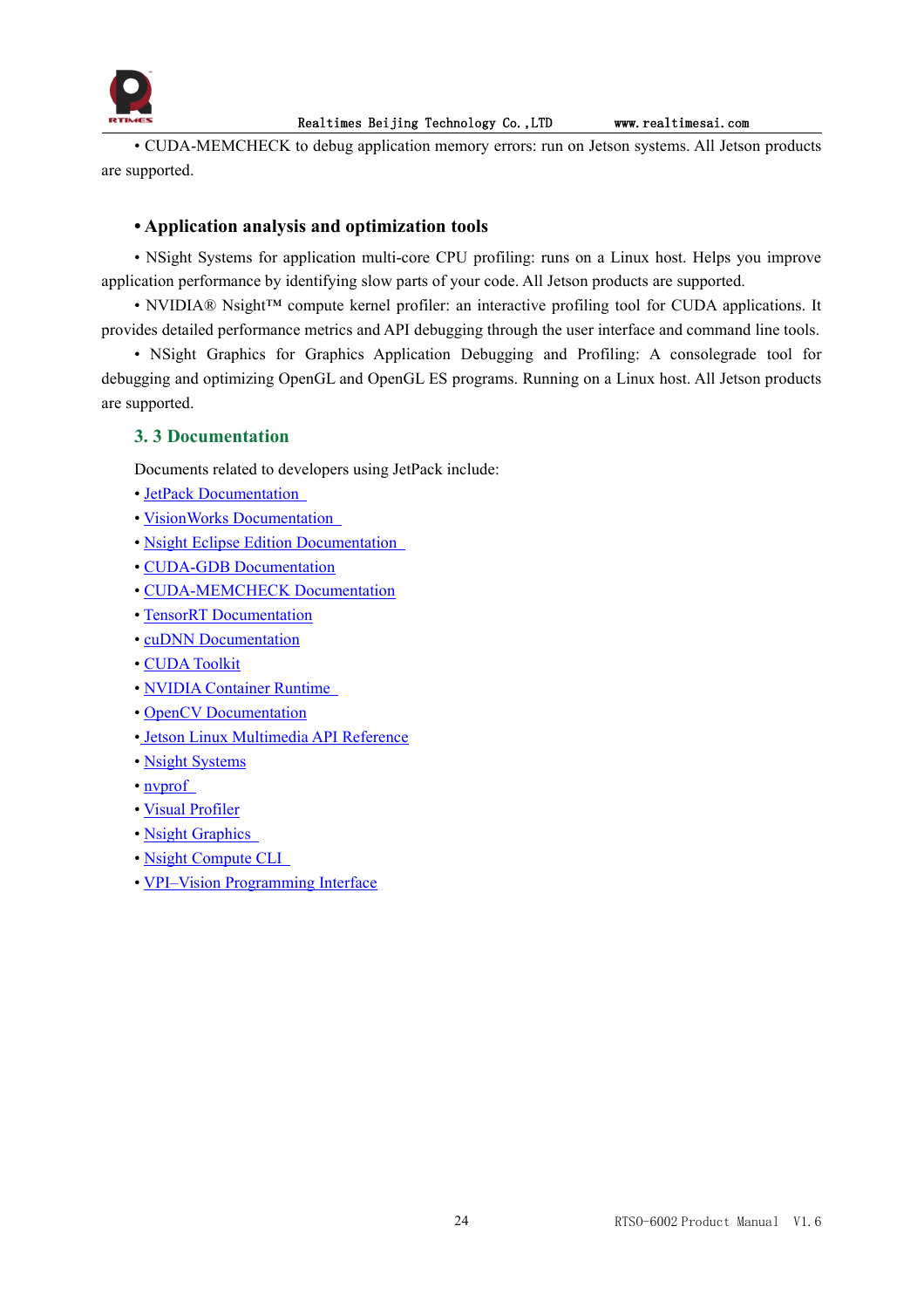• CUDA-MEMCHECK to debug application memory errors: run on Jetson systems. All Jetson products are supported.

**• Application analysis and optimization tools**

• NSight Systems for application multi-core CPU profiling: runs on a Linux host. Helps you improve application performance by identifying slow parts of your code. All Jetson products are supported.

• NVIDIA® Nsight™ compute kernel profiler: an interactive profiling tool for CUDA applications. It provides detailed performance metrics and API debugging through the user interface and command line tools.

• NSight Graphics for Graphics Application Debugging and Profiling: A consolegrade tool for debugging and optimizing OpenGL and OpenGL ES programs. Running on a Linux host. All Jetson products are supported.

## 3. 3 Documentation

Documents related to developers using JetPack include:

- JetPack Documentation
- VisionWorks Documentation
- Nsight Eclipse Edition Documentation
- CUDA-GDB Documentation
- CUDA-MEMCHECK Documentation
- TensorRT Documentation
- cuDNN Documentation
- CUDA Toolkit
- NVIDIA Container Runtime
- OpenCV Documentation
- Jetson Linux Multimedia API Reference
- Nsight Systems
- nvprof
- Visual Profiler
- Nsight Graphics
- Nsight Compute CLI
- VPI–Vision Programming Interface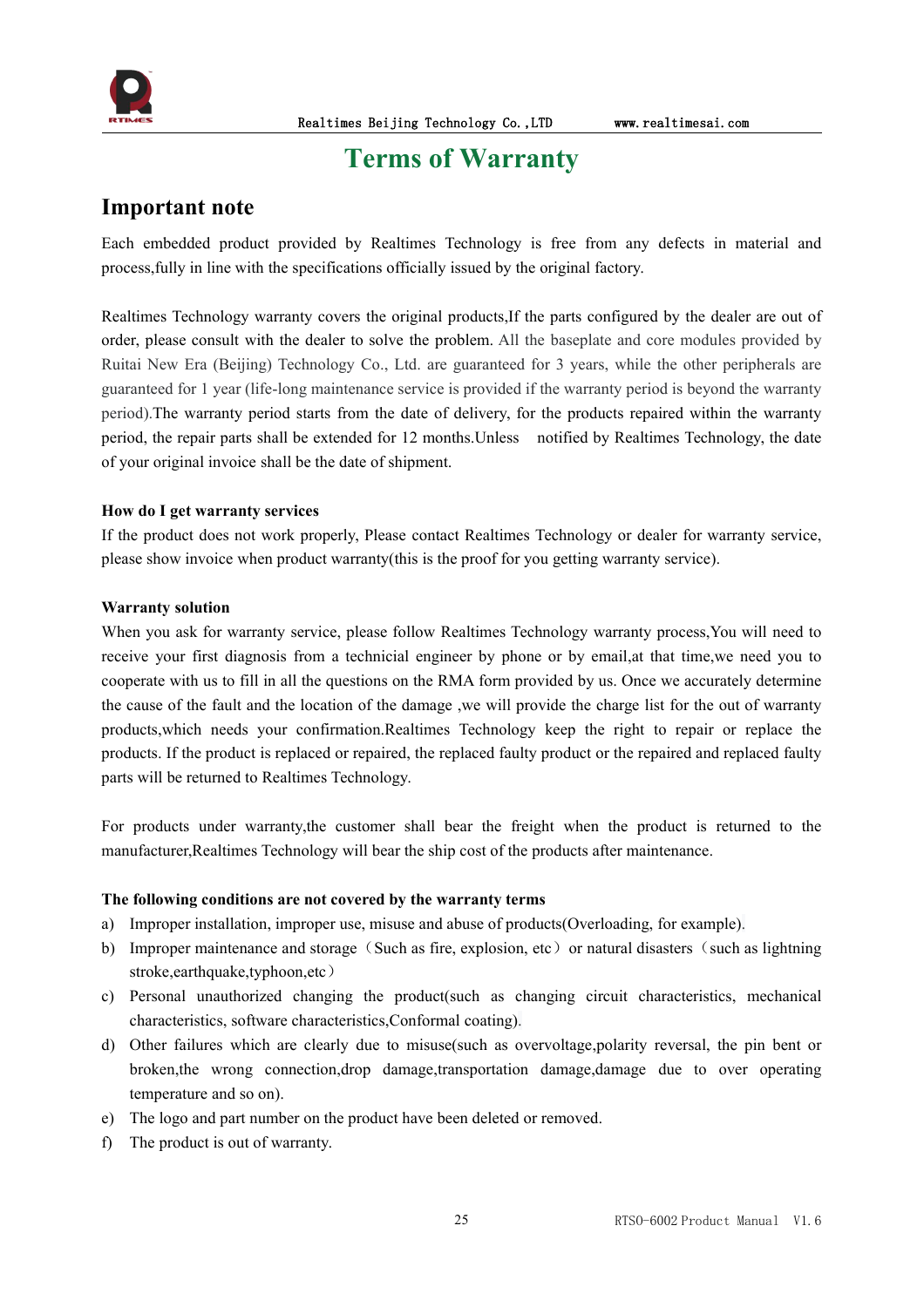# Terms of Warranty

## Important note

Each embedded product provided by Realtimes Technology is free from any defects in material and process,fully in line with the specifications officially issued by the original factory.

Realtimes Technology warranty covers the original products,If the parts configured by the dealer are out of order, please consult with the dealer to solve the problem. All the baseplate and core modules provided by Ruitai New Era (Beijing) Technology Co., Ltd. are guaranteed for 3 years, while the other peripherals are guaranteed for 1 year (life-long maintenance service is provided if the warranty period is beyond the warranty period).The warranty period starts from the date of delivery, for the products repaired within the warranty period, the repair parts shall be extended for 12 months.Unless notified by Realtimes Technology, the date of your original invoice shall be the date of shipment.

**How do I get warranty services**

If the product does not work properly, Please contact Realtimes Technology or dealer for warranty service, please show invoice when product warranty(this is the proof for you getting warranty service).

**Warranty solution**

When you ask for warranty service, please follow Realtimes Technology warranty process,You will need to receive your first diagnosis from a technicial engineer by phone or by email,at that time,we need you to cooperate with us to fill in all the questions on the RMA form provided by us. Once we accurately determine the cause of the fault and the location of the damage ,we will provide the charge list for the out of warranty products,which needs your confirmation.Realtimes Technology keep the right to repair or replace the products. If the product is replaced or repaired, the replaced faulty product or the repaired and replaced faulty parts will be returned to Realtimes Technology.

For products under warranty,the customer shall bear the freight when the product is returned to the manufacturer,Realtimes Technology will bear the ship cost of the products after maintenance.

**The following conditions are not covered by the warranty terms**

a) Improper installation, improper use, misuse and abuse of products(Overloading, for example).
b) Improper maintenance and storage（Such as fire, explosion, etc）or natural disasters（such as lightning stroke,earthquake,typhoon,etc）
c) Personal unauthorized changing the product(such as changing circuit characteristics, mechanical characteristics, software characteristics,Conformal coating).
d) Other failures which are clearly due to misuse(such as overvoltage,polarity reversal, the pin bent or broken,the wrong connection,drop damage,transportation damage,damage due to over operating temperature and so on).
e) The logo and part number on the product have been deleted or removed.
f) The product is out of warranty.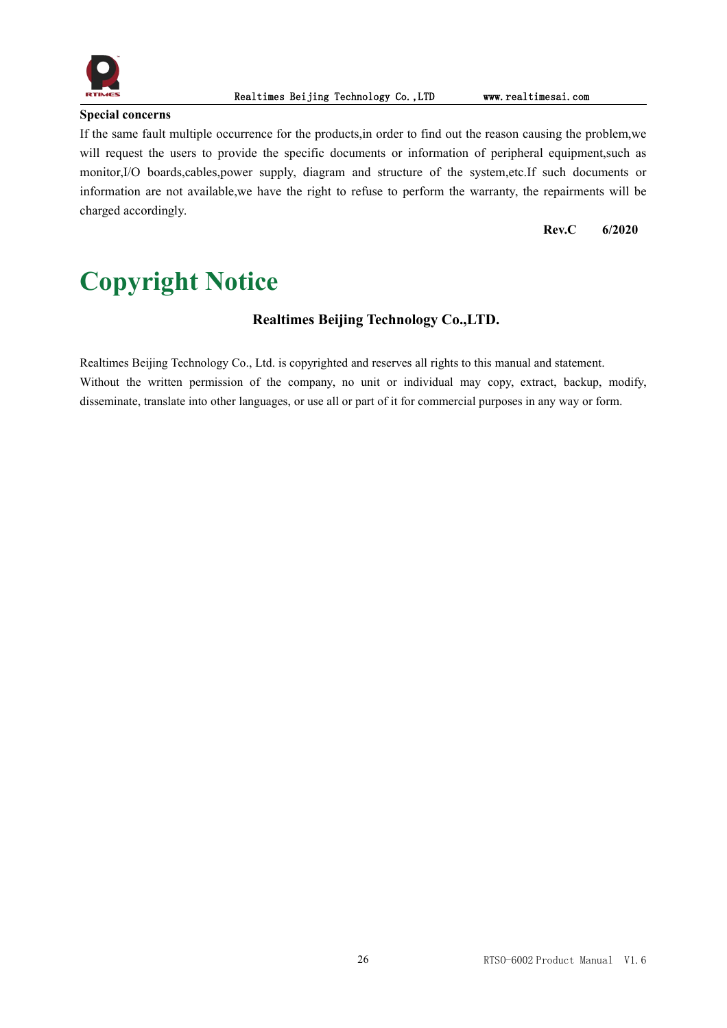**Special concerns**

If the same fault multiple occurrence for the products,in order to find out the reason causing the problem,we will request the users to provide the specific documents or information of peripheral equipment,such as monitor,I/O boards,cables,power supply, diagram and structure of the system,etc.If such documents or information are not available,we have the right to refuse to perform the warranty, the repairments will be charged accordingly.

**Rev.C 6/2020**

# Copyright Notice

**Realtimes Beijing Technology Co.,LTD.**

Realtimes Beijing Technology Co., Ltd. is copyrighted and reserves all rights to this manual and statement.
Without the written permission of the company, no unit or individual may copy, extract, backup, modify, disseminate, translate into other languages, or use all or part of it for commercial purposes in any way or form.